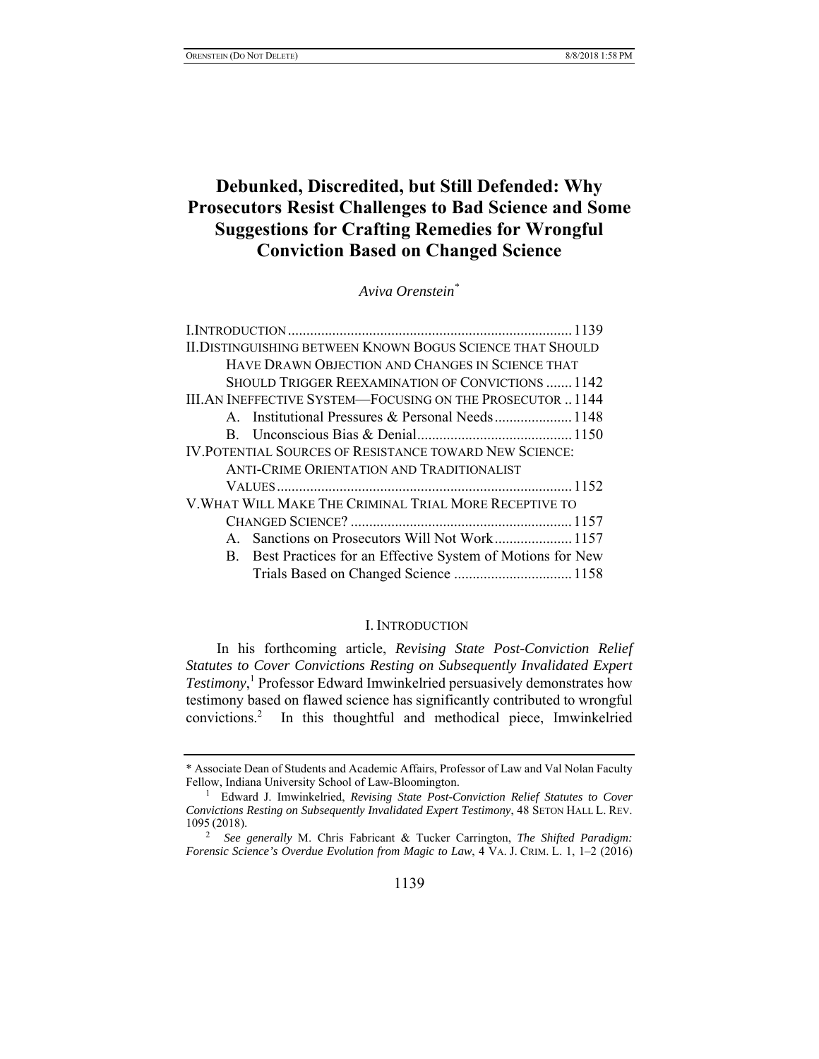# Debunked, Discredited, but Still Defended: Why Prosecutors Resist Challenges to Bad Science and Some Suggestions for Crafting Remedies for Wrongful Conviction Based on Changed Science

*Aviva Orenstein*[*]

I. INTRODUCTION ........................................................................ 1139

II. DISTINGUISHING BETWEEN KNOWN BOGUS SCIENCE THAT SHOULD HAVE DRAWN OBJECTION AND CHANGES IN SCIENCE THAT SHOULD TRIGGER REEXAMINATION OF CONVICTIONS ....... 1142

III. AN INEFFECTIVE SYSTEM—FOCUSING ON THE PROSECUTOR .. 1144

- A. Institutional Pressures & Personal Needs ..................... 1148
- B. Unconscious Bias & Denial .......................................... 1150

IV. POTENTIAL SOURCES OF RESISTANCE TOWARD NEW SCIENCE: ANTI-CRIME ORIENTATION AND TRADITIONALIST VALUES ................................................................................ 1152

V. WHAT WILL MAKE THE CRIMINAL TRIAL MORE RECEPTIVE TO CHANGED SCIENCE? ............................................................ 1157

- A. Sanctions on Prosecutors Will Not Work ..................... 1157
- B. Best Practices for an Effective System of Motions for New Trials Based on Changed Science ................................ 1158

## I. INTRODUCTION

In his forthcoming article, *Revising State Post-Conviction Relief Statutes to Cover Convictions Resting on Subsequently Invalidated Expert Testimony*,[1] Professor Edward Imwinkelried persuasively demonstrates how testimony based on flawed science has significantly contributed to wrongful convictions.[2] In this thoughtful and methodical piece, Imwinkelried

---

\* Associate Dean of Students and Academic Affairs, Professor of Law and Val Nolan Faculty Fellow, Indiana University School of Law-Bloomington.

[1] Edward J. Imwinkelried, *Revising State Post-Conviction Relief Statutes to Cover Convictions Resting on Subsequently Invalidated Expert Testimony*, 48 SETON HALL L. REV. 1095 (2018).

[2] *See generally* M. Chris Fabricant & Tucker Carrington, *The Shifted Paradigm: Forensic Science's Overdue Evolution from Magic to Law*, 4 VA. J. CRIM. L. 1, 1–2 (2016)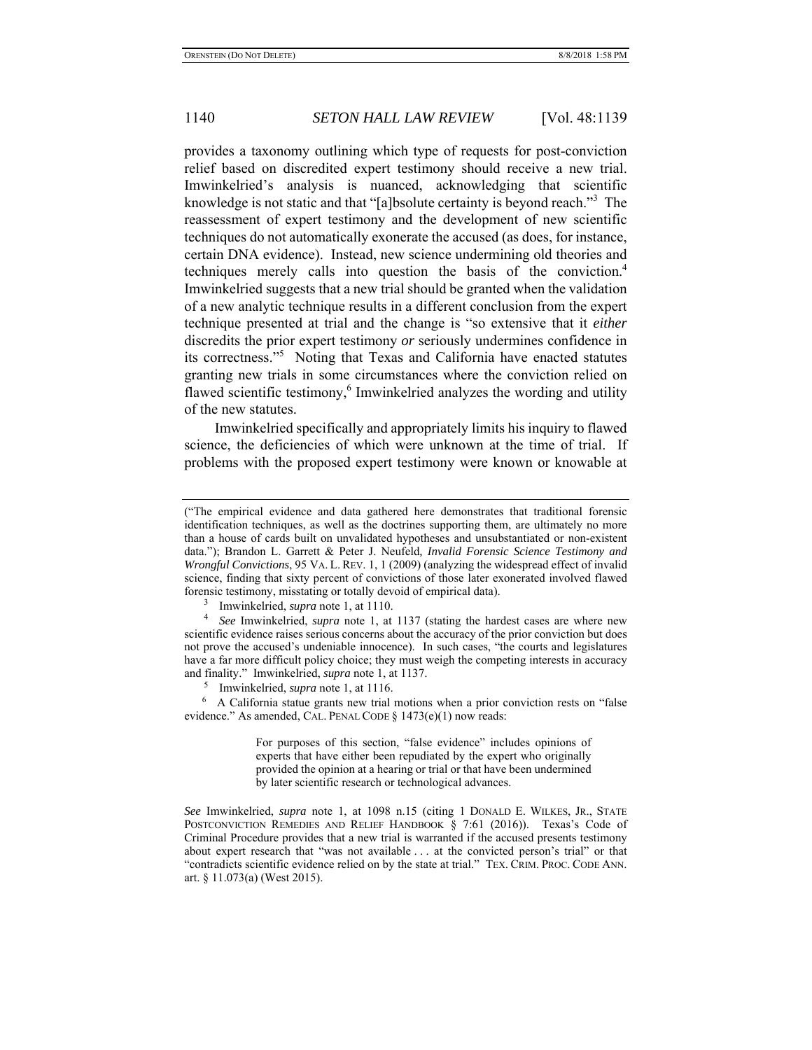provides a taxonomy outlining which type of requests for post-conviction relief based on discredited expert testimony should receive a new trial. Imwinkelried's analysis is nuanced, acknowledging that scientific knowledge is not static and that "[a]bsolute certainty is beyond reach."[3] The reassessment of expert testimony and the development of new scientific techniques do not automatically exonerate the accused (as does, for instance, certain DNA evidence). Instead, new science undermining old theories and techniques merely calls into question the basis of the conviction.[4] Imwinkelried suggests that a new trial should be granted when the validation of a new analytic technique results in a different conclusion from the expert technique presented at trial and the change is "so extensive that it *either* discredits the prior expert testimony *or* seriously undermines confidence in its correctness."[5] Noting that Texas and California have enacted statutes granting new trials in some circumstances where the conviction relied on flawed scientific testimony,[6] Imwinkelried analyzes the wording and utility of the new statutes.

Imwinkelried specifically and appropriately limits his inquiry to flawed science, the deficiencies of which were unknown at the time of trial. If problems with the proposed expert testimony were known or knowable at

---

("The empirical evidence and data gathered here demonstrates that traditional forensic identification techniques, as well as the doctrines supporting them, are ultimately no more than a house of cards built on unvalidated hypotheses and unsubstantiated or non-existent data."); Brandon L. Garrett & Peter J. Neufeld, *Invalid Forensic Science Testimony and Wrongful Convictions*, 95 VA. L. REV. 1, 1 (2009) (analyzing the widespread effect of invalid science, finding that sixty percent of convictions of those later exonerated involved flawed forensic testimony, misstating or totally devoid of empirical data).

[3] Imwinkelried, *supra* note 1, at 1110.

[4] *See* Imwinkelried, *supra* note 1, at 1137 (stating the hardest cases are where new scientific evidence raises serious concerns about the accuracy of the prior conviction but does not prove the accused's undeniable innocence). In such cases, "the courts and legislatures have a far more difficult policy choice; they must weigh the competing interests in accuracy and finality." Imwinkelried, *supra* note 1, at 1137.

[5] Imwinkelried, *supra* note 1, at 1116.

[6] A California statue grants new trial motions when a prior conviction rests on "false evidence." As amended, CAL. PENAL CODE § 1473(e)(1) now reads:

> For purposes of this section, "false evidence" includes opinions of experts that have either been repudiated by the expert who originally provided the opinion at a hearing or trial or that have been undermined by later scientific research or technological advances.

*See* Imwinkelried, *supra* note 1, at 1098 n.15 (citing 1 DONALD E. WILKES, JR., STATE POSTCONVICTION REMEDIES AND RELIEF HANDBOOK § 7:61 (2016)). Texas's Code of Criminal Procedure provides that a new trial is warranted if the accused presents testimony about expert research that "was not available . . . at the convicted person's trial" or that "contradicts scientific evidence relied on by the state at trial." TEX. CRIM. PROC. CODE ANN. art. § 11.073(a) (West 2015).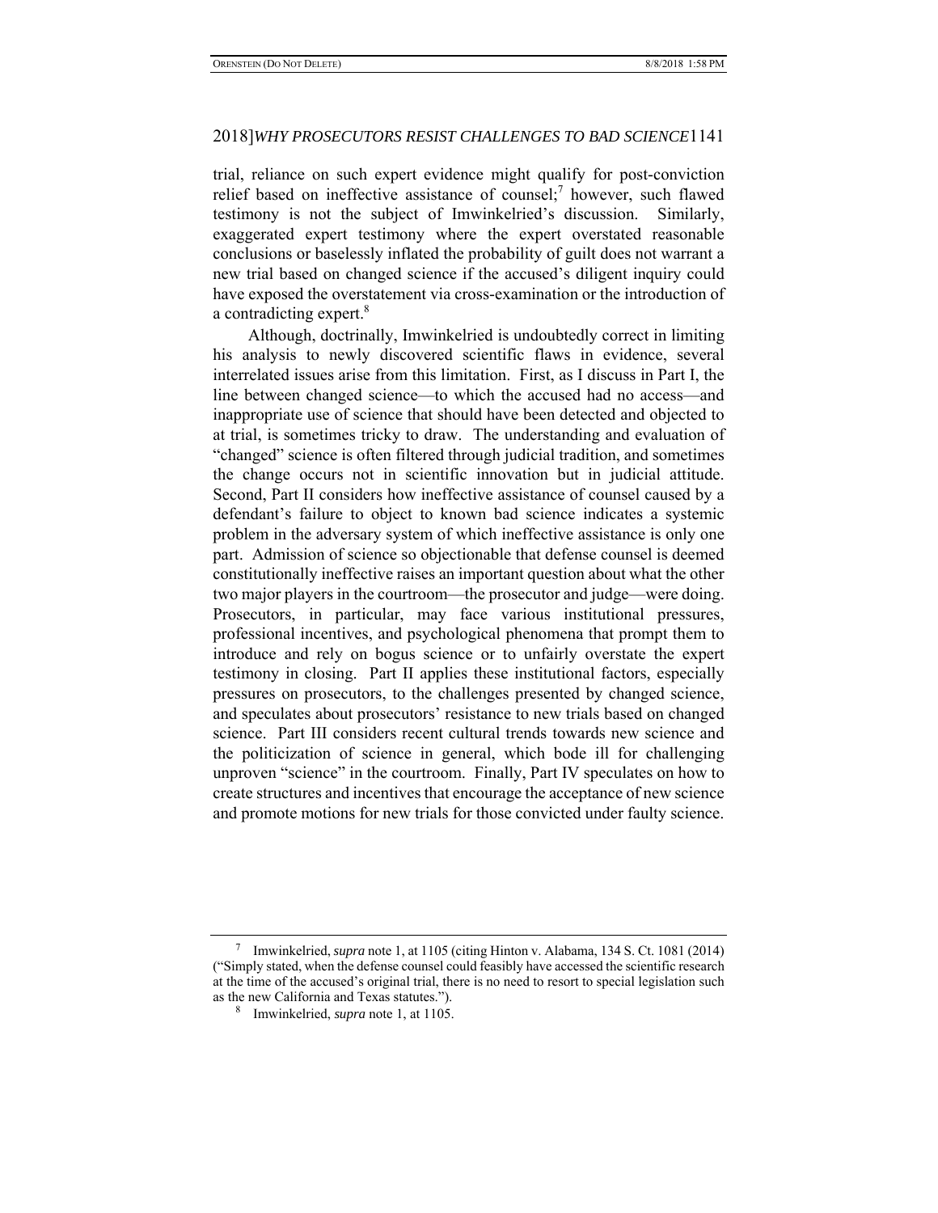trial, reliance on such expert evidence might qualify for post-conviction relief based on ineffective assistance of counsel;[7] however, such flawed testimony is not the subject of Imwinkelried's discussion. Similarly, exaggerated expert testimony where the expert overstated reasonable conclusions or baselessly inflated the probability of guilt does not warrant a new trial based on changed science if the accused's diligent inquiry could have exposed the overstatement via cross-examination or the introduction of a contradicting expert.[8]

Although, doctrinally, Imwinkelried is undoubtedly correct in limiting his analysis to newly discovered scientific flaws in evidence, several interrelated issues arise from this limitation. First, as I discuss in Part I, the line between changed science—to which the accused had no access—and inappropriate use of science that should have been detected and objected to at trial, is sometimes tricky to draw. The understanding and evaluation of "changed" science is often filtered through judicial tradition, and sometimes the change occurs not in scientific innovation but in judicial attitude. Second, Part II considers how ineffective assistance of counsel caused by a defendant's failure to object to known bad science indicates a systemic problem in the adversary system of which ineffective assistance is only one part. Admission of science so objectionable that defense counsel is deemed constitutionally ineffective raises an important question about what the other two major players in the courtroom—the prosecutor and judge—were doing. Prosecutors, in particular, may face various institutional pressures, professional incentives, and psychological phenomena that prompt them to introduce and rely on bogus science or to unfairly overstate the expert testimony in closing. Part II applies these institutional factors, especially pressures on prosecutors, to the challenges presented by changed science, and speculates about prosecutors' resistance to new trials based on changed science. Part III considers recent cultural trends towards new science and the politicization of science in general, which bode ill for challenging unproven "science" in the courtroom. Finally, Part IV speculates on how to create structures and incentives that encourage the acceptance of new science and promote motions for new trials for those convicted under faulty science.

---

[7] Imwinkelried, *supra* note 1, at 1105 (citing Hinton v. Alabama, 134 S. Ct. 1081 (2014) ("Simply stated, when the defense counsel could feasibly have accessed the scientific research at the time of the accused's original trial, there is no need to resort to special legislation such as the new California and Texas statutes.").

[8] Imwinkelried, *supra* note 1, at 1105.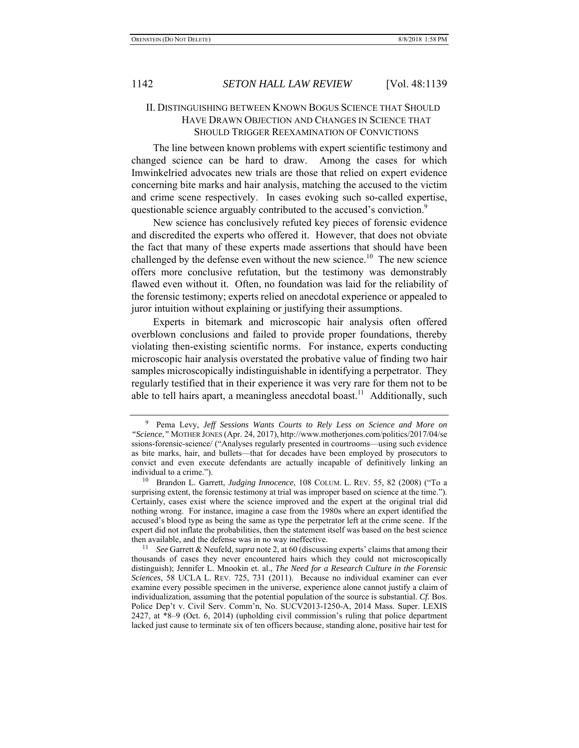## II. Distinguishing between Known Bogus Science that Should Have Drawn Objection and Changes in Science that Should Trigger Reexamination of Convictions

The line between known problems with expert scientific testimony and changed science can be hard to draw. Among the cases for which Imwinkelried advocates new trials are those that relied on expert evidence concerning bite marks and hair analysis, matching the accused to the victim and crime scene respectively. In cases evoking such so-called expertise, questionable science arguably contributed to the accused's conviction.[9]

New science has conclusively refuted key pieces of forensic evidence and discredited the experts who offered it. However, that does not obviate the fact that many of these experts made assertions that should have been challenged by the defense even without the new science.[10] The new science offers more conclusive refutation, but the testimony was demonstrably flawed even without it. Often, no foundation was laid for the reliability of the forensic testimony; experts relied on anecdotal experience or appealed to juror intuition without explaining or justifying their assumptions.

Experts in bitemark and microscopic hair analysis often offered overblown conclusions and failed to provide proper foundations, thereby violating then-existing scientific norms. For instance, experts conducting microscopic hair analysis overstated the probative value of finding two hair samples microscopically indistinguishable in identifying a perpetrator. They regularly testified that in their experience it was very rare for them not to be able to tell hairs apart, a meaningless anecdotal boast.[11] Additionally, such

---

[9] Pema Levy, *Jeff Sessions Wants Courts to Rely Less on Science and More on "Science*,*"* MOTHER JONES (Apr. 24, 2017), http://www.motherjones.com/politics/2017/04/sessions-forensic-science/ ("Analyses regularly presented in courtrooms—using such evidence as bite marks, hair, and bullets—that for decades have been employed by prosecutors to convict and even execute defendants are actually incapable of definitively linking an individual to a crime.").

[10] Brandon L. Garrett, *Judging Innocence*, 108 COLUM. L. REV. 55, 82 (2008) ("To a surprising extent, the forensic testimony at trial was improper based on science at the time."). Certainly, cases exist where the science improved and the expert at the original trial did nothing wrong. For instance, imagine a case from the 1980s where an expert identified the accused's blood type as being the same as type the perpetrator left at the crime scene. If the expert did not inflate the probabilities, then the statement itself was based on the best science then available, and the defense was in no way ineffective.

[11] *See* Garrett & Neufeld, *supra* note 2, at 60 (discussing experts' claims that among their thousands of cases they never encountered hairs which they could not microscopically distinguish); Jennifer L. Mnookin et. al., *The Need for a Research Culture in the Forensic Sciences*, 58 UCLA L. REV. 725, 731 (2011). Because no individual examiner can ever examine every possible specimen in the universe, experience alone cannot justify a claim of individualization, assuming that the potential population of the source is substantial. *Cf.* Bos. Police Dep't v. Civil Serv. Comm'n, No. SUCV2013-1250-A, 2014 Mass. Super. LEXIS 2427, at *8–9 (Oct. 6, 2014) (upholding civil commission's ruling that police department lacked just cause to terminate six of ten officers because, standing alone, positive hair test for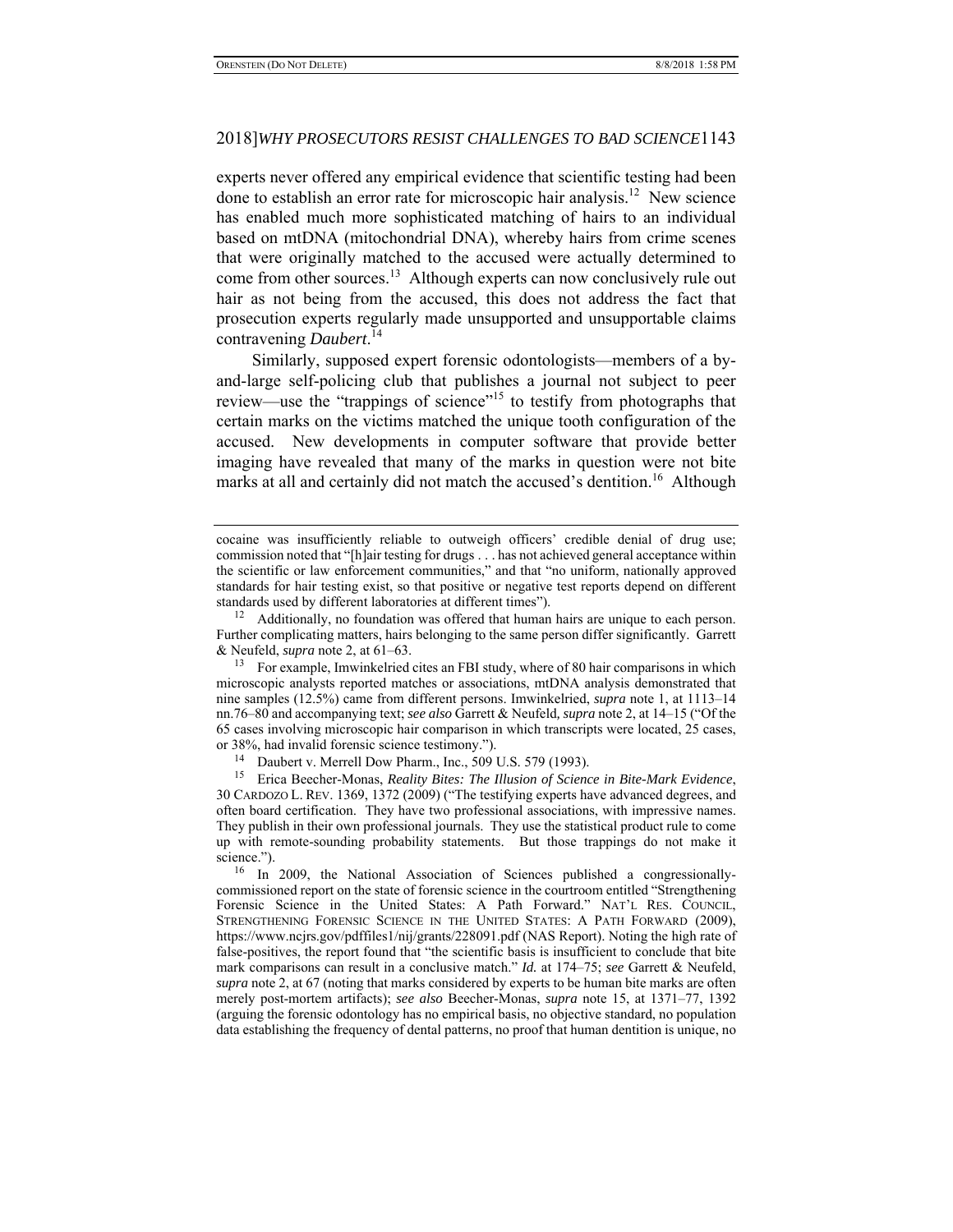experts never offered any empirical evidence that scientific testing had been done to establish an error rate for microscopic hair analysis.[12] New science has enabled much more sophisticated matching of hairs to an individual based on mtDNA (mitochondrial DNA), whereby hairs from crime scenes that were originally matched to the accused were actually determined to come from other sources.[13] Although experts can now conclusively rule out hair as not being from the accused, this does not address the fact that prosecution experts regularly made unsupported and unsupportable claims contravening *Daubert*.[14]

Similarly, supposed expert forensic odontologists—members of a by-and-large self-policing club that publishes a journal not subject to peer review—use the "trappings of science"[15] to testify from photographs that certain marks on the victims matched the unique tooth configuration of the accused. New developments in computer software that provide better imaging have revealed that many of the marks in question were not bite marks at all and certainly did not match the accused's dentition.[16] Although

---

cocaine was insufficiently reliable to outweigh officers' credible denial of drug use; commission noted that "[h]air testing for drugs . . . has not achieved general acceptance within the scientific or law enforcement communities," and that "no uniform, nationally approved standards for hair testing exist, so that positive or negative test reports depend on different standards used by different laboratories at different times").

[12] Additionally, no foundation was offered that human hairs are unique to each person. Further complicating matters, hairs belonging to the same person differ significantly. Garrett & Neufeld, *supra* note 2, at 61–63.

[13] For example, Imwinkelried cites an FBI study, where of 80 hair comparisons in which microscopic analysts reported matches or associations, mtDNA analysis demonstrated that nine samples (12.5%) came from different persons. Imwinkelried, *supra* note 1, at 1113–14 nn.76–80 and accompanying text; *see also* Garrett & Neufeld, *supra* note 2, at 14–15 ("Of the 65 cases involving microscopic hair comparison in which transcripts were located, 25 cases, or 38%, had invalid forensic science testimony.").

[14] Daubert v. Merrell Dow Pharm., Inc., 509 U.S. 579 (1993).

[15] Erica Beecher-Monas, *Reality Bites: The Illusion of Science in Bite-Mark Evidence*, 30 CARDOZO L. REV. 1369, 1372 (2009) ("The testifying experts have advanced degrees, and often board certification. They have two professional associations, with impressive names. They publish in their own professional journals. They use the statistical product rule to come up with remote-sounding probability statements. But those trappings do not make it science.").

[16] In 2009, the National Association of Sciences published a congressionally-commissioned report on the state of forensic science in the courtroom entitled "Strengthening Forensic Science in the United States: A Path Forward." NAT'L RES. COUNCIL, STRENGTHENING FORENSIC SCIENCE IN THE UNITED STATES: A PATH FORWARD (2009), https://www.ncjrs.gov/pdffiles1/nij/grants/228091.pdf (NAS Report). Noting the high rate of false-positives, the report found that "the scientific basis is insufficient to conclude that bite mark comparisons can result in a conclusive match." *Id.* at 174–75; *see* Garrett & Neufeld, *supra* note 2, at 67 (noting that marks considered by experts to be human bite marks are often merely post-mortem artifacts); *see also* Beecher-Monas, *supra* note 15, at 1371–77, 1392 (arguing the forensic odontology has no empirical basis, no objective standard, no population data establishing the frequency of dental patterns, no proof that human dentition is unique, no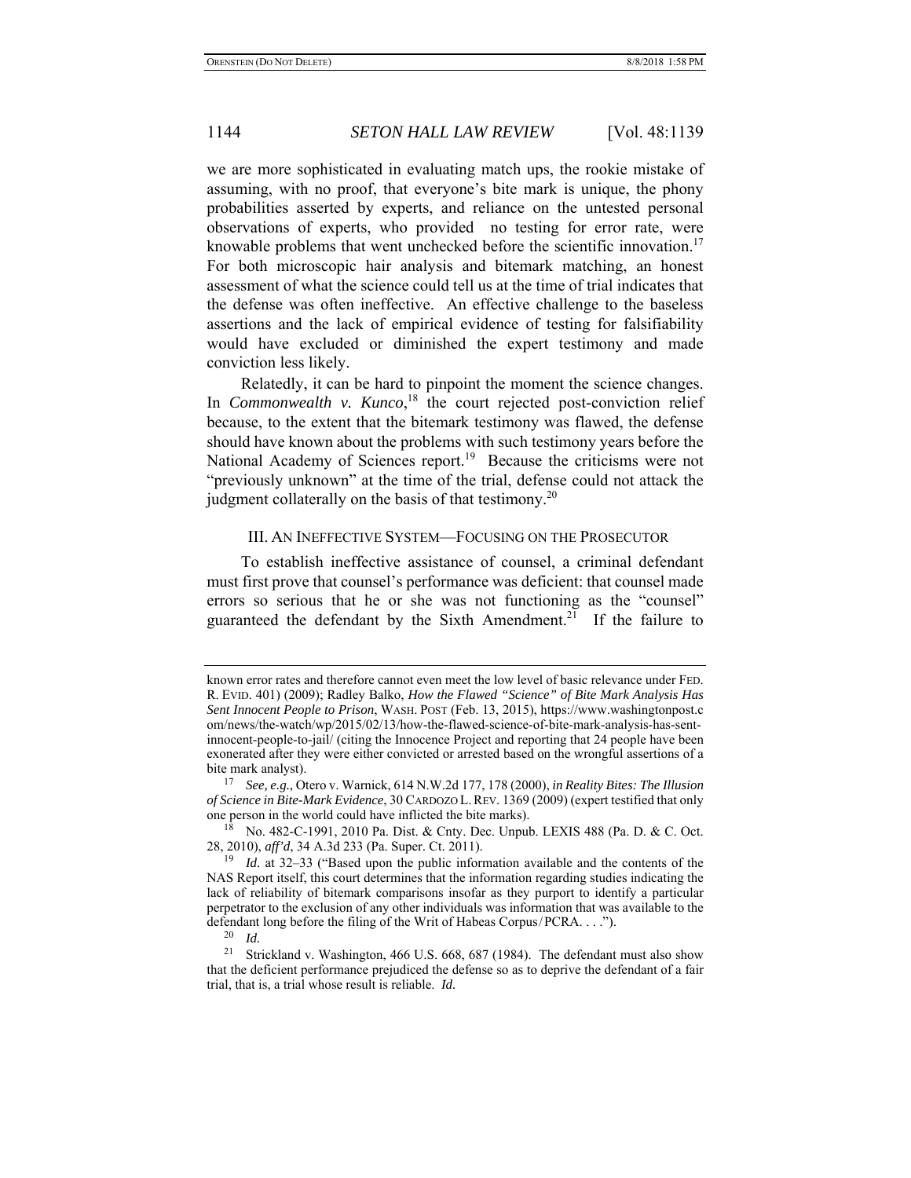we are more sophisticated in evaluating match ups, the rookie mistake of assuming, with no proof, that everyone's bite mark is unique, the phony probabilities asserted by experts, and reliance on the untested personal observations of experts, who provided no testing for error rate, were knowable problems that went unchecked before the scientific innovation.[17] For both microscopic hair analysis and bitemark matching, an honest assessment of what the science could tell us at the time of trial indicates that the defense was often ineffective. An effective challenge to the baseless assertions and the lack of empirical evidence of testing for falsifiability would have excluded or diminished the expert testimony and made conviction less likely.

Relatedly, it can be hard to pinpoint the moment the science changes. In *Commonwealth v. Kunco*,[18] the court rejected post-conviction relief because, to the extent that the bitemark testimony was flawed, the defense should have known about the problems with such testimony years before the National Academy of Sciences report.[19] Because the criticisms were not "previously unknown" at the time of the trial, defense could not attack the judgment collaterally on the basis of that testimony.[20]

## III. An Ineffective System—Focusing on the Prosecutor

To establish ineffective assistance of counsel, a criminal defendant must first prove that counsel's performance was deficient: that counsel made errors so serious that he or she was not functioning as the "counsel" guaranteed the defendant by the Sixth Amendment.[21] If the failure to

---

known error rates and therefore cannot even meet the low level of basic relevance under FED. R. EVID. 401) (2009); Radley Balko, *How the Flawed "Science" of Bite Mark Analysis Has Sent Innocent People to Prison*, WASH. POST (Feb. 13, 2015), https://www.washingtonpost.com/news/the-watch/wp/2015/02/13/how-the-flawed-science-of-bite-mark-analysis-has-sent-innocent-people-to-jail/ (citing the Innocence Project and reporting that 24 people have been exonerated after they were either convicted or arrested based on the wrongful assertions of a bite mark analyst).

[17] *See, e.g.*, Otero v. Warnick, 614 N.W.2d 177, 178 (2000), *in Reality Bites: The Illusion of Science in Bite-Mark Evidence*, 30 CARDOZO L. REV. 1369 (2009) (expert testified that only one person in the world could have inflicted the bite marks).

[18] No. 482-C-1991, 2010 Pa. Dist. & Cnty. Dec. Unpub. LEXIS 488 (Pa. D. & C. Oct. 28, 2010), *aff'd*, 34 A.3d 233 (Pa. Super. Ct. 2011).

[19] *Id.* at 32–33 ("Based upon the public information available and the contents of the NAS Report itself, this court determines that the information regarding studies indicating the lack of reliability of bitemark comparisons insofar as they purport to identify a particular perpetrator to the exclusion of any other individuals was information that was available to the defendant long before the filing of the Writ of Habeas Corpus/PCRA. . . .").

[20] *Id.*

[21] Strickland v. Washington, 466 U.S. 668, 687 (1984). The defendant must also show that the deficient performance prejudiced the defense so as to deprive the defendant of a fair trial, that is, a trial whose result is reliable. *Id.*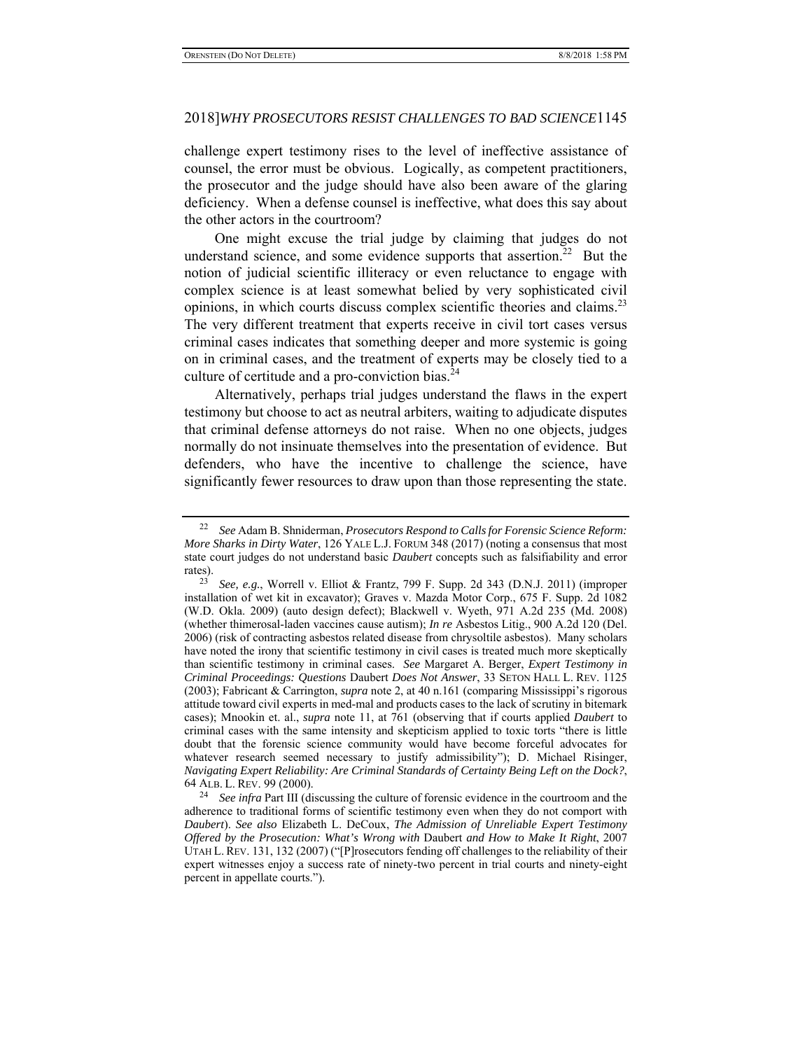challenge expert testimony rises to the level of ineffective assistance of counsel, the error must be obvious. Logically, as competent practitioners, the prosecutor and the judge should have also been aware of the glaring deficiency. When a defense counsel is ineffective, what does this say about the other actors in the courtroom?

One might excuse the trial judge by claiming that judges do not understand science, and some evidence supports that assertion.[22] But the notion of judicial scientific illiteracy or even reluctance to engage with complex science is at least somewhat belied by very sophisticated civil opinions, in which courts discuss complex scientific theories and claims.[23] The very different treatment that experts receive in civil tort cases versus criminal cases indicates that something deeper and more systemic is going on in criminal cases, and the treatment of experts may be closely tied to a culture of certitude and a pro-conviction bias.[24]

Alternatively, perhaps trial judges understand the flaws in the expert testimony but choose to act as neutral arbiters, waiting to adjudicate disputes that criminal defense attorneys do not raise. When no one objects, judges normally do not insinuate themselves into the presentation of evidence. But defenders, who have the incentive to challenge the science, have significantly fewer resources to draw upon than those representing the state.

---

[22] *See* Adam B. Shniderman, *Prosecutors Respond to Calls for Forensic Science Reform: More Sharks in Dirty Water*, 126 YALE L.J. FORUM 348 (2017) (noting a consensus that most state court judges do not understand basic *Daubert* concepts such as falsifiability and error rates).

[23] *See, e.g.*, Worrell v. Elliot & Frantz, 799 F. Supp. 2d 343 (D.N.J. 2011) (improper installation of wet kit in excavator); Graves v. Mazda Motor Corp., 675 F. Supp. 2d 1082 (W.D. Okla. 2009) (auto design defect); Blackwell v. Wyeth, 971 A.2d 235 (Md. 2008) (whether thimerosal-laden vaccines cause autism); *In re* Asbestos Litig., 900 A.2d 120 (Del. 2006) (risk of contracting asbestos related disease from chrysoltile asbestos). Many scholars have noted the irony that scientific testimony in civil cases is treated much more skeptically than scientific testimony in criminal cases. *See* Margaret A. Berger, *Expert Testimony in Criminal Proceedings: Questions* Daubert *Does Not Answer*, 33 SETON HALL L. REV. 1125 (2003); Fabricant & Carrington, *supra* note 2, at 40 n.161 (comparing Mississippi's rigorous attitude toward civil experts in med-mal and products cases to the lack of scrutiny in bitemark cases); Mnookin et. al., *supra* note 11, at 761 (observing that if courts applied *Daubert* to criminal cases with the same intensity and skepticism applied to toxic torts "there is little doubt that the forensic science community would have become forceful advocates for whatever research seemed necessary to justify admissibility"); D. Michael Risinger, *Navigating Expert Reliability: Are Criminal Standards of Certainty Being Left on the Dock?*, 64 ALB. L. REV. 99 (2000).

[24] *See infra* Part III (discussing the culture of forensic evidence in the courtroom and the adherence to traditional forms of scientific testimony even when they do not comport with *Daubert*). *See also* Elizabeth L. DeCoux, *The Admission of Unreliable Expert Testimony Offered by the Prosecution: What's Wrong with* Daubert *and How to Make It Right*, 2007 UTAH L. REV. 131, 132 (2007) ("[P]rosecutors fending off challenges to the reliability of their expert witnesses enjoy a success rate of ninety-two percent in trial courts and ninety-eight percent in appellate courts.").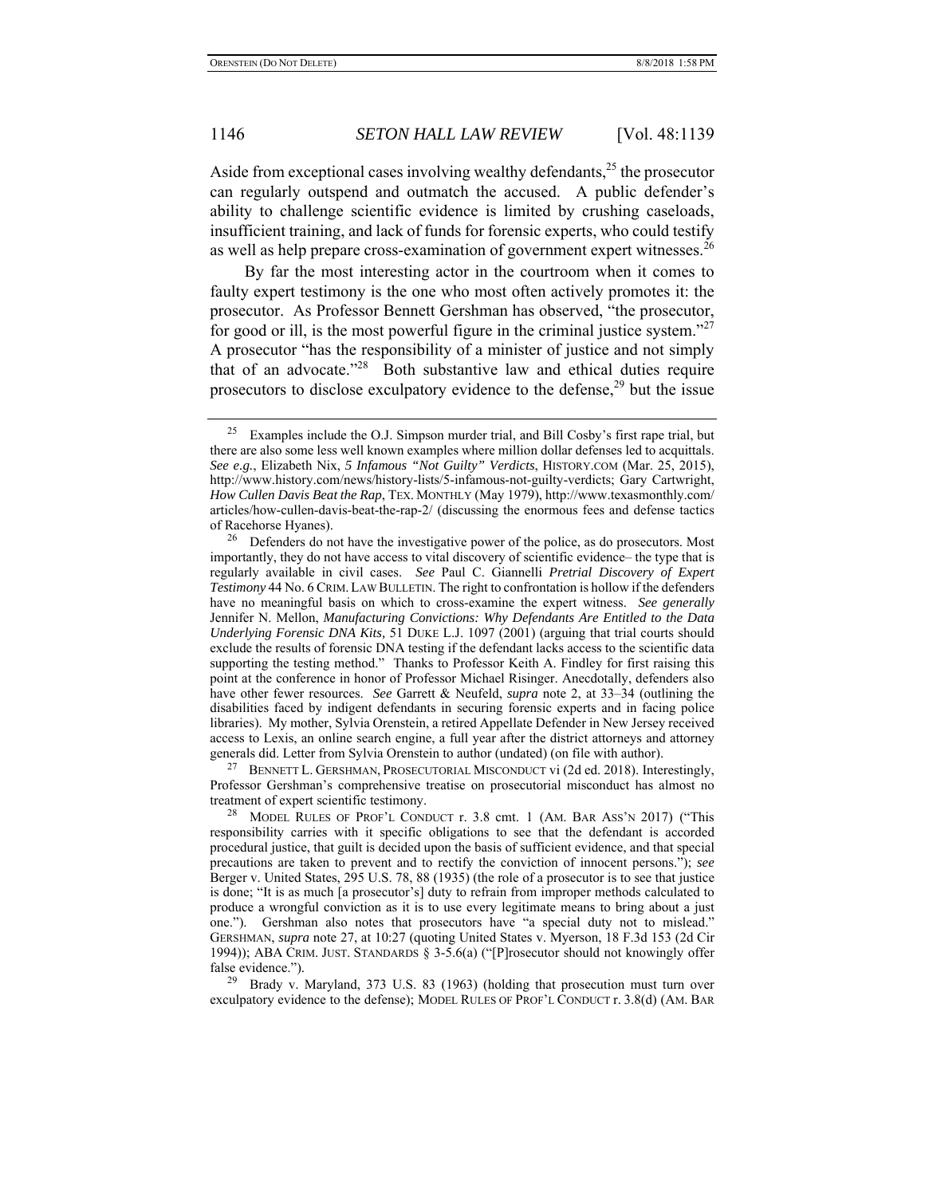Aside from exceptional cases involving wealthy defendants,[25] the prosecutor can regularly outspend and outmatch the accused. A public defender's ability to challenge scientific evidence is limited by crushing caseloads, insufficient training, and lack of funds for forensic experts, who could testify as well as help prepare cross-examination of government expert witnesses.[26]

By far the most interesting actor in the courtroom when it comes to faulty expert testimony is the one who most often actively promotes it: the prosecutor. As Professor Bennett Gershman has observed, "the prosecutor, for good or ill, is the most powerful figure in the criminal justice system."[27] A prosecutor "has the responsibility of a minister of justice and not simply that of an advocate."[28] Both substantive law and ethical duties require prosecutors to disclose exculpatory evidence to the defense,[29] but the issue

---

[25] Examples include the O.J. Simpson murder trial, and Bill Cosby's first rape trial, but there are also some less well known examples where million dollar defenses led to acquittals. *See e.g.*, Elizabeth Nix, *5 Infamous "Not Guilty" Verdicts*, HISTORY.COM (Mar. 25, 2015), http://www.history.com/news/history-lists/5-infamous-not-guilty-verdicts; Gary Cartwright, *How Cullen Davis Beat the Rap*, TEX. MONTHLY (May 1979), http://www.texasmonthly.com/articles/how-cullen-davis-beat-the-rap-2/ (discussing the enormous fees and defense tactics of Racehorse Hyanes).

[26] Defenders do not have the investigative power of the police, as do prosecutors. Most importantly, they do not have access to vital discovery of scientific evidence– the type that is regularly available in civil cases. *See* Paul C. Giannelli *Pretrial Discovery of Expert Testimony* 44 No. 6 CRIM. LAW BULLETIN. The right to confrontation is hollow if the defenders have no meaningful basis on which to cross-examine the expert witness. *See generally* Jennifer N. Mellon, *Manufacturing Convictions: Why Defendants Are Entitled to the Data Underlying Forensic DNA Kits,* 51 DUKE L.J. 1097 (2001) (arguing that trial courts should exclude the results of forensic DNA testing if the defendant lacks access to the scientific data supporting the testing method." Thanks to Professor Keith A. Findley for first raising this point at the conference in honor of Professor Michael Risinger. Anecdotally, defenders also have other fewer resources. *See* Garrett & Neufeld, *supra* note 2, at 33–34 (outlining the disabilities faced by indigent defendants in securing forensic experts and in facing police libraries). My mother, Sylvia Orenstein, a retired Appellate Defender in New Jersey received access to Lexis, an online search engine, a full year after the district attorneys and attorney generals did. Letter from Sylvia Orenstein to author (undated) (on file with author).

[27] BENNETT L. GERSHMAN, PROSECUTORIAL MISCONDUCT vi (2d ed. 2018). Interestingly, Professor Gershman's comprehensive treatise on prosecutorial misconduct has almost no treatment of expert scientific testimony.

[28] MODEL RULES OF PROF'L CONDUCT r. 3.8 cmt. 1 (AM. BAR ASS'N 2017) ("This responsibility carries with it specific obligations to see that the defendant is accorded procedural justice, that guilt is decided upon the basis of sufficient evidence, and that special precautions are taken to prevent and to rectify the conviction of innocent persons."); *see* Berger v. United States, 295 U.S. 78, 88 (1935) (the role of a prosecutor is to see that justice is done; "It is as much [a prosecutor's] duty to refrain from improper methods calculated to produce a wrongful conviction as it is to use every legitimate means to bring about a just one."). Gershman also notes that prosecutors have "a special duty not to mislead." GERSHMAN, *supra* note 27, at 10:27 (quoting United States v. Myerson, 18 F.3d 153 (2d Cir 1994)); ABA CRIM. JUST. STANDARDS § 3-5.6(a) ("[P]rosecutor should not knowingly offer false evidence.").

[29] Brady v. Maryland, 373 U.S. 83 (1963) (holding that prosecution must turn over exculpatory evidence to the defense); MODEL RULES OF PROF'L CONDUCT r. 3.8(d) (AM. BAR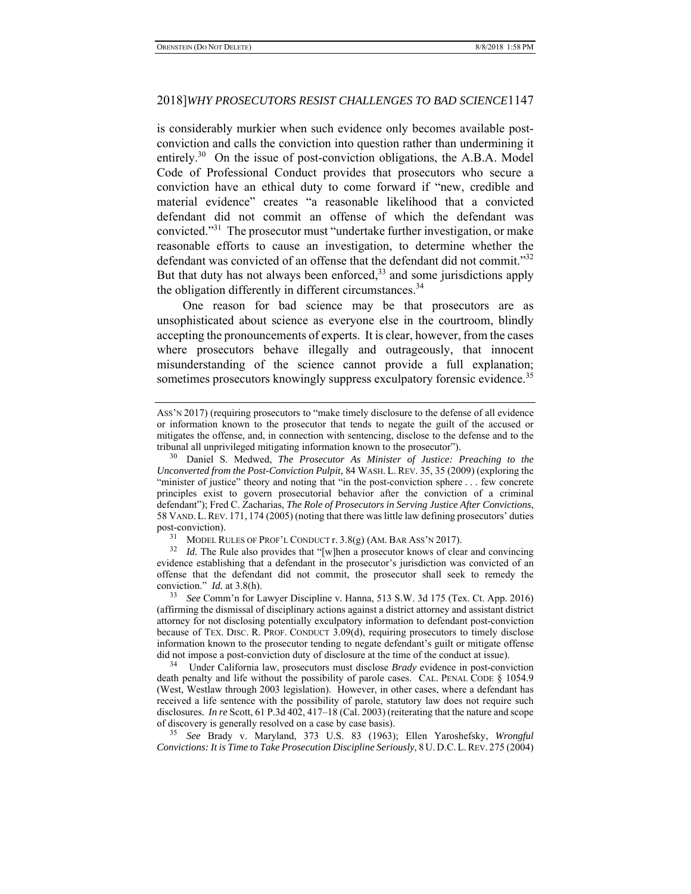is considerably murkier when such evidence only becomes available post-conviction and calls the conviction into question rather than undermining it entirely.[30] On the issue of post-conviction obligations, the A.B.A. Model Code of Professional Conduct provides that prosecutors who secure a conviction have an ethical duty to come forward if "new, credible and material evidence" creates "a reasonable likelihood that a convicted defendant did not commit an offense of which the defendant was convicted."[31] The prosecutor must "undertake further investigation, or make reasonable efforts to cause an investigation, to determine whether the defendant was convicted of an offense that the defendant did not commit."[32] But that duty has not always been enforced,[33] and some jurisdictions apply the obligation differently in different circumstances.[34]

One reason for bad science may be that prosecutors are as unsophisticated about science as everyone else in the courtroom, blindly accepting the pronouncements of experts. It is clear, however, from the cases where prosecutors behave illegally and outrageously, that innocent misunderstanding of the science cannot provide a full explanation; sometimes prosecutors knowingly suppress exculpatory forensic evidence.[35]

---

ASS'N 2017) (requiring prosecutors to "make timely disclosure to the defense of all evidence or information known to the prosecutor that tends to negate the guilt of the accused or mitigates the offense, and, in connection with sentencing, disclose to the defense and to the tribunal all unprivileged mitigating information known to the prosecutor").

[30] Daniel S. Medwed, *The Prosecutor As Minister of Justice: Preaching to the Unconverted from the Post-Conviction Pulpit*, 84 WASH. L. REV. 35, 35 (2009) (exploring the "minister of justice" theory and noting that "in the post-conviction sphere . . . few concrete principles exist to govern prosecutorial behavior after the conviction of a criminal defendant"); Fred C. Zacharias, *The Role of Prosecutors in Serving Justice After Convictions*, 58 VAND. L. REV. 171, 174 (2005) (noting that there was little law defining prosecutors' duties post-conviction).

[31] MODEL RULES OF PROF'L CONDUCT r. 3.8(g) (AM. BAR ASS'N 2017).

[32] *Id.* The Rule also provides that "[w]hen a prosecutor knows of clear and convincing evidence establishing that a defendant in the prosecutor's jurisdiction was convicted of an offense that the defendant did not commit, the prosecutor shall seek to remedy the conviction." *Id.* at 3.8(h).

[33] *See* Comm'n for Lawyer Discipline v. Hanna, 513 S.W. 3d 175 (Tex. Ct. App. 2016) (affirming the dismissal of disciplinary actions against a district attorney and assistant district attorney for not disclosing potentially exculpatory information to defendant post-conviction because of TEX. DISC. R. PROF. CONDUCT 3.09(d), requiring prosecutors to timely disclose information known to the prosecutor tending to negate defendant's guilt or mitigate offense did not impose a post-conviction duty of disclosure at the time of the conduct at issue).

[34] Under California law, prosecutors must disclose *Brady* evidence in post-conviction death penalty and life without the possibility of parole cases. CAL. PENAL CODE § 1054.9 (West, Westlaw through 2003 legislation). However, in other cases, where a defendant has received a life sentence with the possibility of parole, statutory law does not require such disclosures. *In re* Scott, 61 P.3d 402, 417–18 (Cal. 2003) (reiterating that the nature and scope of discovery is generally resolved on a case by case basis).

[35] *See* Brady v. Maryland, 373 U.S. 83 (1963); Ellen Yaroshefsky, *Wrongful Convictions: It is Time to Take Prosecution Discipline Seriously*, 8 U. D.C. L. REV. 275 (2004)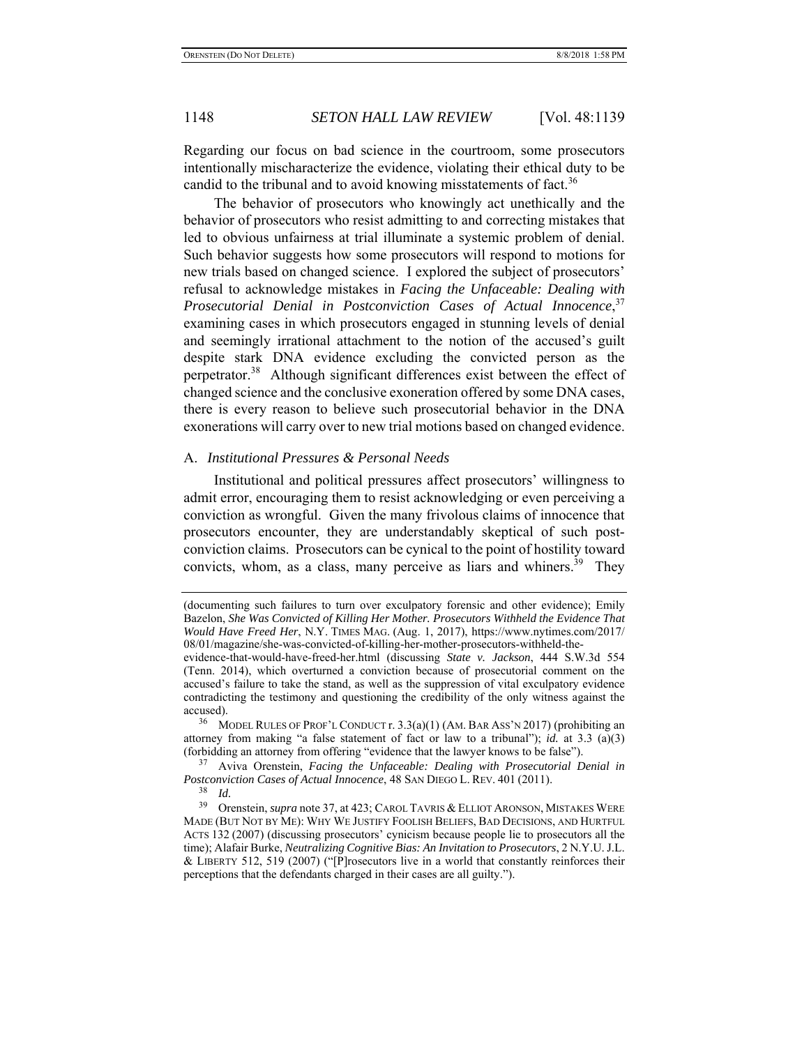Regarding our focus on bad science in the courtroom, some prosecutors intentionally mischaracterize the evidence, violating their ethical duty to be candid to the tribunal and to avoid knowing misstatements of fact.[36]

The behavior of prosecutors who knowingly act unethically and the behavior of prosecutors who resist admitting to and correcting mistakes that led to obvious unfairness at trial illuminate a systemic problem of denial. Such behavior suggests how some prosecutors will respond to motions for new trials based on changed science. I explored the subject of prosecutors' refusal to acknowledge mistakes in *Facing the Unfaceable: Dealing with Prosecutorial Denial in Postconviction Cases of Actual Innocence*,[37] examining cases in which prosecutors engaged in stunning levels of denial and seemingly irrational attachment to the notion of the accused's guilt despite stark DNA evidence excluding the convicted person as the perpetrator.[38] Although significant differences exist between the effect of changed science and the conclusive exoneration offered by some DNA cases, there is every reason to believe such prosecutorial behavior in the DNA exonerations will carry over to new trial motions based on changed evidence.

## A. *Institutional Pressures & Personal Needs*

Institutional and political pressures affect prosecutors' willingness to admit error, encouraging them to resist acknowledging or even perceiving a conviction as wrongful. Given the many frivolous claims of innocence that prosecutors encounter, they are understandably skeptical of such post-conviction claims. Prosecutors can be cynical to the point of hostility toward convicts, whom, as a class, many perceive as liars and whiners.[39] They

---

(documenting such failures to turn over exculpatory forensic and other evidence); Emily Bazelon, *She Was Convicted of Killing Her Mother. Prosecutors Withheld the Evidence That Would Have Freed Her*, N.Y. TIMES MAG. (Aug. 1, 2017), https://www.nytimes.com/2017/08/01/magazine/she-was-convicted-of-killing-her-mother-prosecutors-withheld-the-evidence-that-would-have-freed-her.html (discussing *State v. Jackson*, 444 S.W.3d 554 (Tenn. 2014), which overturned a conviction because of prosecutorial comment on the accused's failure to take the stand, as well as the suppression of vital exculpatory evidence contradicting the testimony and questioning the credibility of the only witness against the accused).

[36] MODEL RULES OF PROF'L CONDUCT r. 3.3(a)(1) (AM. BAR ASS'N 2017) (prohibiting an attorney from making "a false statement of fact or law to a tribunal"); *id.* at 3.3 (a)(3) (forbidding an attorney from offering "evidence that the lawyer knows to be false").

[37] Aviva Orenstein, *Facing the Unfaceable: Dealing with Prosecutorial Denial in Postconviction Cases of Actual Innocence*, 48 SAN DIEGO L. REV. 401 (2011).

[38] *Id.*

[39] Orenstein, *supra* note 37, at 423; CAROL TAVRIS & ELLIOT ARONSON, MISTAKES WERE MADE (BUT NOT BY ME): WHY WE JUSTIFY FOOLISH BELIEFS, BAD DECISIONS, AND HURTFUL ACTS 132 (2007) (discussing prosecutors' cynicism because people lie to prosecutors all the time); Alafair Burke, *Neutralizing Cognitive Bias: An Invitation to Prosecutors*, 2 N.Y.U. J.L. & LIBERTY 512, 519 (2007) ("[P]rosecutors live in a world that constantly reinforces their perceptions that the defendants charged in their cases are all guilty.").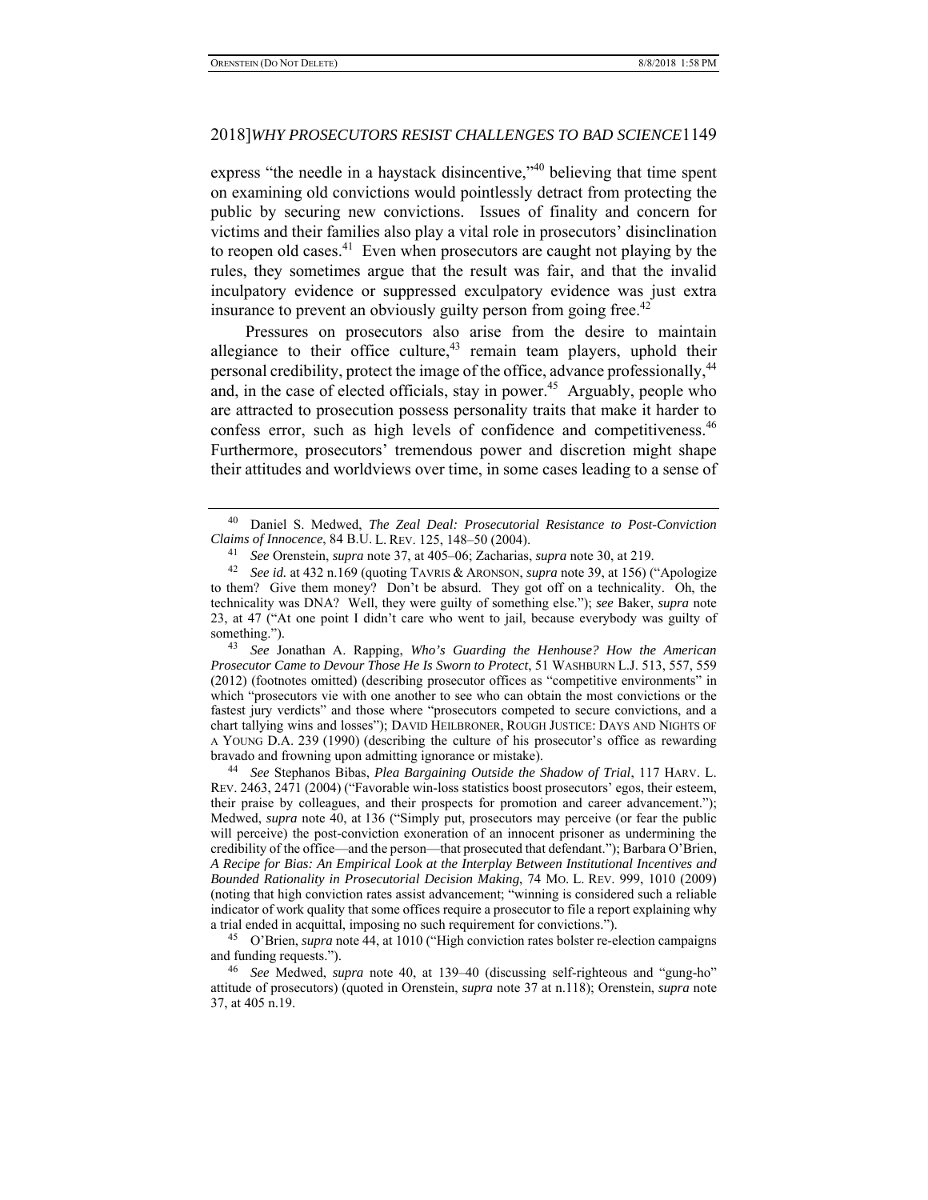express "the needle in a haystack disincentive,"[40] believing that time spent on examining old convictions would pointlessly detract from protecting the public by securing new convictions. Issues of finality and concern for victims and their families also play a vital role in prosecutors' disinclination to reopen old cases.[41] Even when prosecutors are caught not playing by the rules, they sometimes argue that the result was fair, and that the invalid inculpatory evidence or suppressed exculpatory evidence was just extra insurance to prevent an obviously guilty person from going free.[42]

Pressures on prosecutors also arise from the desire to maintain allegiance to their office culture,[43] remain team players, uphold their personal credibility, protect the image of the office, advance professionally,[44] and, in the case of elected officials, stay in power.[45] Arguably, people who are attracted to prosecution possess personality traits that make it harder to confess error, such as high levels of confidence and competitiveness.[46] Furthermore, prosecutors' tremendous power and discretion might shape their attitudes and worldviews over time, in some cases leading to a sense of

---

[40] Daniel S. Medwed, *The Zeal Deal: Prosecutorial Resistance to Post-Conviction Claims of Innocence*, 84 B.U. L. REV. 125, 148–50 (2004).

[41] *See* Orenstein, *supra* note 37, at 405–06; Zacharias, *supra* note 30, at 219.

[42] *See id.* at 432 n.169 (quoting TAVRIS & ARONSON, *supra* note 39, at 156) ("Apologize to them? Give them money? Don't be absurd. They got off on a technicality. Oh, the technicality was DNA? Well, they were guilty of something else."); *see* Baker, *supra* note 23, at 47 ("At one point I didn't care who went to jail, because everybody was guilty of something.").

[43] *See* Jonathan A. Rapping, *Who's Guarding the Henhouse? How the American Prosecutor Came to Devour Those He Is Sworn to Protect*, 51 WASHBURN L.J. 513, 557, 559 (2012) (footnotes omitted) (describing prosecutor offices as "competitive environments" in which "prosecutors vie with one another to see who can obtain the most convictions or the fastest jury verdicts" and those where "prosecutors competed to secure convictions, and a chart tallying wins and losses"); DAVID HEILBRONER, ROUGH JUSTICE: DAYS AND NIGHTS OF A YOUNG D.A. 239 (1990) (describing the culture of his prosecutor's office as rewarding bravado and frowning upon admitting ignorance or mistake).

[44] *See* Stephanos Bibas, *Plea Bargaining Outside the Shadow of Trial*, 117 HARV. L. REV. 2463, 2471 (2004) ("Favorable win-loss statistics boost prosecutors' egos, their esteem, their praise by colleagues, and their prospects for promotion and career advancement."); Medwed, *supra* note 40, at 136 ("Simply put, prosecutors may perceive (or fear the public will perceive) the post-conviction exoneration of an innocent prisoner as undermining the credibility of the office—and the person—that prosecuted that defendant."); Barbara O'Brien, *A Recipe for Bias: An Empirical Look at the Interplay Between Institutional Incentives and Bounded Rationality in Prosecutorial Decision Making*, 74 MO. L. REV. 999, 1010 (2009) (noting that high conviction rates assist advancement; "winning is considered such a reliable indicator of work quality that some offices require a prosecutor to file a report explaining why a trial ended in acquittal, imposing no such requirement for convictions.").

[45] O'Brien, *supra* note 44, at 1010 ("High conviction rates bolster re-election campaigns and funding requests.").

[46] *See* Medwed, *supra* note 40, at 139–40 (discussing self-righteous and "gung-ho" attitude of prosecutors) (quoted in Orenstein, *supra* note 37 at n.118); Orenstein, *supra* note 37, at 405 n.19.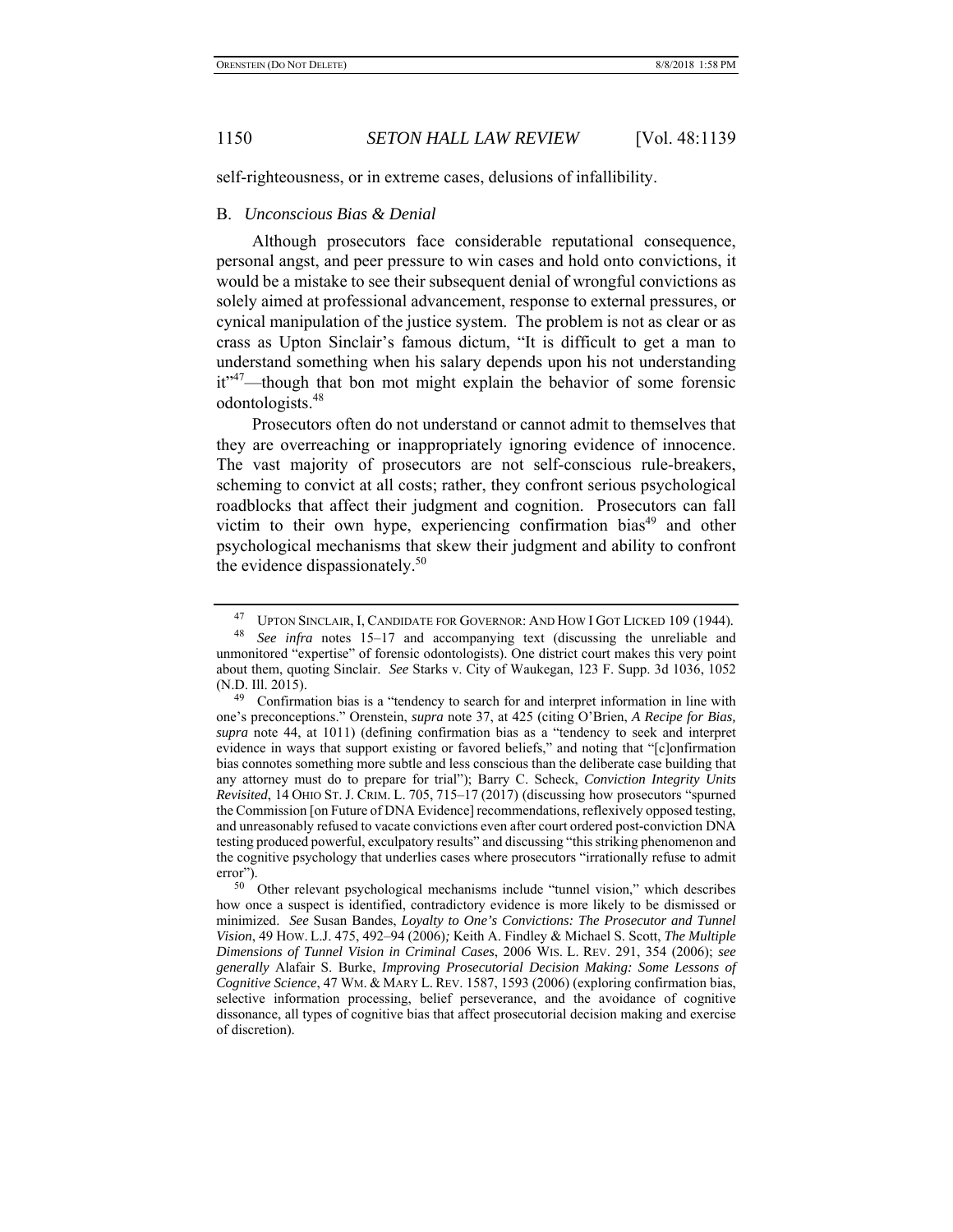self-righteousness, or in extreme cases, delusions of infallibility.

## B. *Unconscious Bias & Denial*

Although prosecutors face considerable reputational consequence, personal angst, and peer pressure to win cases and hold onto convictions, it would be a mistake to see their subsequent denial of wrongful convictions as solely aimed at professional advancement, response to external pressures, or cynical manipulation of the justice system. The problem is not as clear or as crass as Upton Sinclair's famous dictum, "It is difficult to get a man to understand something when his salary depends upon his not understanding it"[47]—though that bon mot might explain the behavior of some forensic odontologists.[48]

Prosecutors often do not understand or cannot admit to themselves that they are overreaching or inappropriately ignoring evidence of innocence. The vast majority of prosecutors are not self-conscious rule-breakers, scheming to convict at all costs; rather, they confront serious psychological roadblocks that affect their judgment and cognition. Prosecutors can fall victim to their own hype, experiencing confirmation bias[49] and other psychological mechanisms that skew their judgment and ability to confront the evidence dispassionately.[50]

---

[47] UPTON SINCLAIR, I, CANDIDATE FOR GOVERNOR: AND HOW I GOT LICKED 109 (1944).

[48] *See infra* notes 15–17 and accompanying text (discussing the unreliable and unmonitored "expertise" of forensic odontologists). One district court makes this very point about them, quoting Sinclair. *See* Starks v. City of Waukegan, 123 F. Supp. 3d 1036, 1052 (N.D. Ill. 2015).

[49] Confirmation bias is a "tendency to search for and interpret information in line with one's preconceptions." Orenstein, *supra* note 37, at 425 (citing O'Brien, *A Recipe for Bias, supra* note 44, at 1011) (defining confirmation bias as a "tendency to seek and interpret evidence in ways that support existing or favored beliefs," and noting that "[c]onfirmation bias connotes something more subtle and less conscious than the deliberate case building that any attorney must do to prepare for trial"); Barry C. Scheck, *Conviction Integrity Units Revisited*, 14 OHIO ST. J. CRIM. L. 705, 715–17 (2017) (discussing how prosecutors "spurned the Commission [on Future of DNA Evidence] recommendations, reflexively opposed testing, and unreasonably refused to vacate convictions even after court ordered post-conviction DNA testing produced powerful, exculpatory results" and discussing "this striking phenomenon and the cognitive psychology that underlies cases where prosecutors "irrationally refuse to admit error").

[50] Other relevant psychological mechanisms include "tunnel vision," which describes how once a suspect is identified, contradictory evidence is more likely to be dismissed or minimized. *See* Susan Bandes, *Loyalty to One's Convictions: The Prosecutor and Tunnel Vision*, 49 HOW. L.J. 475, 492–94 (2006)*;* Keith A. Findley & Michael S. Scott, *The Multiple Dimensions of Tunnel Vision in Criminal Cases*, 2006 WIS. L. REV. 291, 354 (2006); *see generally* Alafair S. Burke, *Improving Prosecutorial Decision Making: Some Lessons of Cognitive Science*, 47 WM. & MARY L. REV. 1587, 1593 (2006) (exploring confirmation bias, selective information processing, belief perseverance, and the avoidance of cognitive dissonance, all types of cognitive bias that affect prosecutorial decision making and exercise of discretion).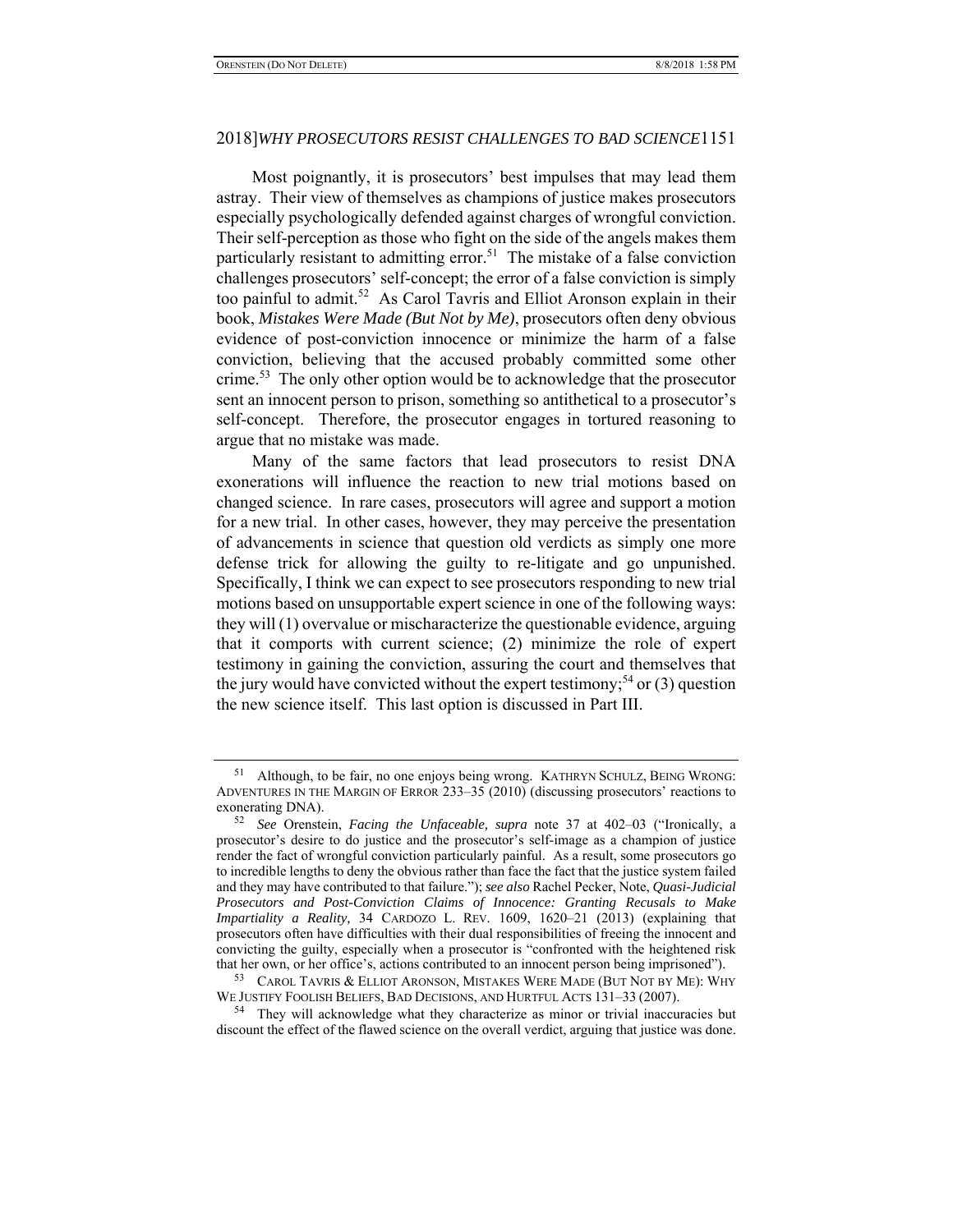Most poignantly, it is prosecutors' best impulses that may lead them astray. Their view of themselves as champions of justice makes prosecutors especially psychologically defended against charges of wrongful conviction. Their self-perception as those who fight on the side of the angels makes them particularly resistant to admitting error.[51] The mistake of a false conviction challenges prosecutors' self-concept; the error of a false conviction is simply too painful to admit.[52] As Carol Tavris and Elliot Aronson explain in their book, *Mistakes Were Made (But Not by Me)*, prosecutors often deny obvious evidence of post-conviction innocence or minimize the harm of a false conviction, believing that the accused probably committed some other crime.[53] The only other option would be to acknowledge that the prosecutor sent an innocent person to prison, something so antithetical to a prosecutor's self-concept. Therefore, the prosecutor engages in tortured reasoning to argue that no mistake was made.

Many of the same factors that lead prosecutors to resist DNA exonerations will influence the reaction to new trial motions based on changed science. In rare cases, prosecutors will agree and support a motion for a new trial. In other cases, however, they may perceive the presentation of advancements in science that question old verdicts as simply one more defense trick for allowing the guilty to re-litigate and go unpunished. Specifically, I think we can expect to see prosecutors responding to new trial motions based on unsupportable expert science in one of the following ways: they will (1) overvalue or mischaracterize the questionable evidence, arguing that it comports with current science; (2) minimize the role of expert testimony in gaining the conviction, assuring the court and themselves that the jury would have convicted without the expert testimony;[54] or (3) question the new science itself. This last option is discussed in Part III.

---

[51] Although, to be fair, no one enjoys being wrong. KATHRYN SCHULZ, BEING WRONG: ADVENTURES IN THE MARGIN OF ERROR 233–35 (2010) (discussing prosecutors' reactions to exonerating DNA).

[52] *See* Orenstein, *Facing the Unfaceable, supra* note 37 at 402–03 ("Ironically, a prosecutor's desire to do justice and the prosecutor's self-image as a champion of justice render the fact of wrongful conviction particularly painful. As a result, some prosecutors go to incredible lengths to deny the obvious rather than face the fact that the justice system failed and they may have contributed to that failure."); *see also* Rachel Pecker, Note, *Quasi-Judicial Prosecutors and Post-Conviction Claims of Innocence: Granting Recusals to Make Impartiality a Reality,* 34 CARDOZO L. REV. 1609, 1620–21 (2013) (explaining that prosecutors often have difficulties with their dual responsibilities of freeing the innocent and convicting the guilty, especially when a prosecutor is "confronted with the heightened risk that her own, or her office's, actions contributed to an innocent person being imprisoned").

[53] CAROL TAVRIS & ELLIOT ARONSON, MISTAKES WERE MADE (BUT NOT BY ME): WHY WE JUSTIFY FOOLISH BELIEFS, BAD DECISIONS, AND HURTFUL ACTS 131–33 (2007).

[54] They will acknowledge what they characterize as minor or trivial inaccuracies but discount the effect of the flawed science on the overall verdict, arguing that justice was done.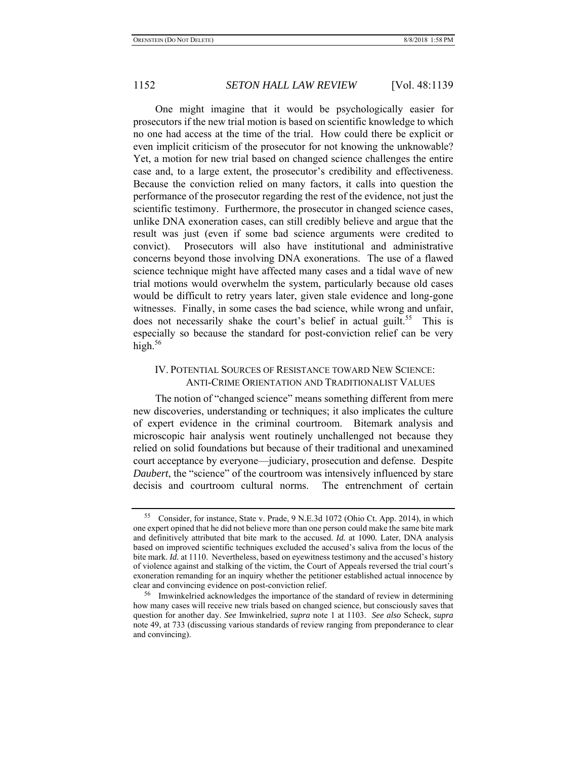One might imagine that it would be psychologically easier for prosecutors if the new trial motion is based on scientific knowledge to which no one had access at the time of the trial. How could there be explicit or even implicit criticism of the prosecutor for not knowing the unknowable? Yet, a motion for new trial based on changed science challenges the entire case and, to a large extent, the prosecutor's credibility and effectiveness. Because the conviction relied on many factors, it calls into question the performance of the prosecutor regarding the rest of the evidence, not just the scientific testimony. Furthermore, the prosecutor in changed science cases, unlike DNA exoneration cases, can still credibly believe and argue that the result was just (even if some bad science arguments were credited to convict). Prosecutors will also have institutional and administrative concerns beyond those involving DNA exonerations. The use of a flawed science technique might have affected many cases and a tidal wave of new trial motions would overwhelm the system, particularly because old cases would be difficult to retry years later, given stale evidence and long-gone witnesses. Finally, in some cases the bad science, while wrong and unfair, does not necessarily shake the court's belief in actual guilt.[55] This is especially so because the standard for post-conviction relief can be very high.[56]

## IV. Potential Sources of Resistance toward New Science: Anti-Crime Orientation and Traditionalist Values

The notion of "changed science" means something different from mere new discoveries, understanding or techniques; it also implicates the culture of expert evidence in the criminal courtroom. Bitemark analysis and microscopic hair analysis went routinely unchallenged not because they relied on solid foundations but because of their traditional and unexamined court acceptance by everyone—judiciary, prosecution and defense. Despite *Daubert*, the "science" of the courtroom was intensively influenced by stare decisis and courtroom cultural norms. The entrenchment of certain

---

[55] Consider, for instance, State v. Prade, 9 N.E.3d 1072 (Ohio Ct. App. 2014), in which one expert opined that he did not believe more than one person could make the same bite mark and definitively attributed that bite mark to the accused. *Id.* at 1090. Later, DNA analysis based on improved scientific techniques excluded the accused's saliva from the locus of the bite mark. *Id.* at 1110. Nevertheless, based on eyewitness testimony and the accused's history of violence against and stalking of the victim, the Court of Appeals reversed the trial court's exoneration remanding for an inquiry whether the petitioner established actual innocence by clear and convincing evidence on post-conviction relief.

[56] Imwinkelried acknowledges the importance of the standard of review in determining how many cases will receive new trials based on changed science, but consciously saves that question for another day. *See* Imwinkelried, *supra* note 1 at 1103. *See also* Scheck, *supra* note 49, at 733 (discussing various standards of review ranging from preponderance to clear and convincing).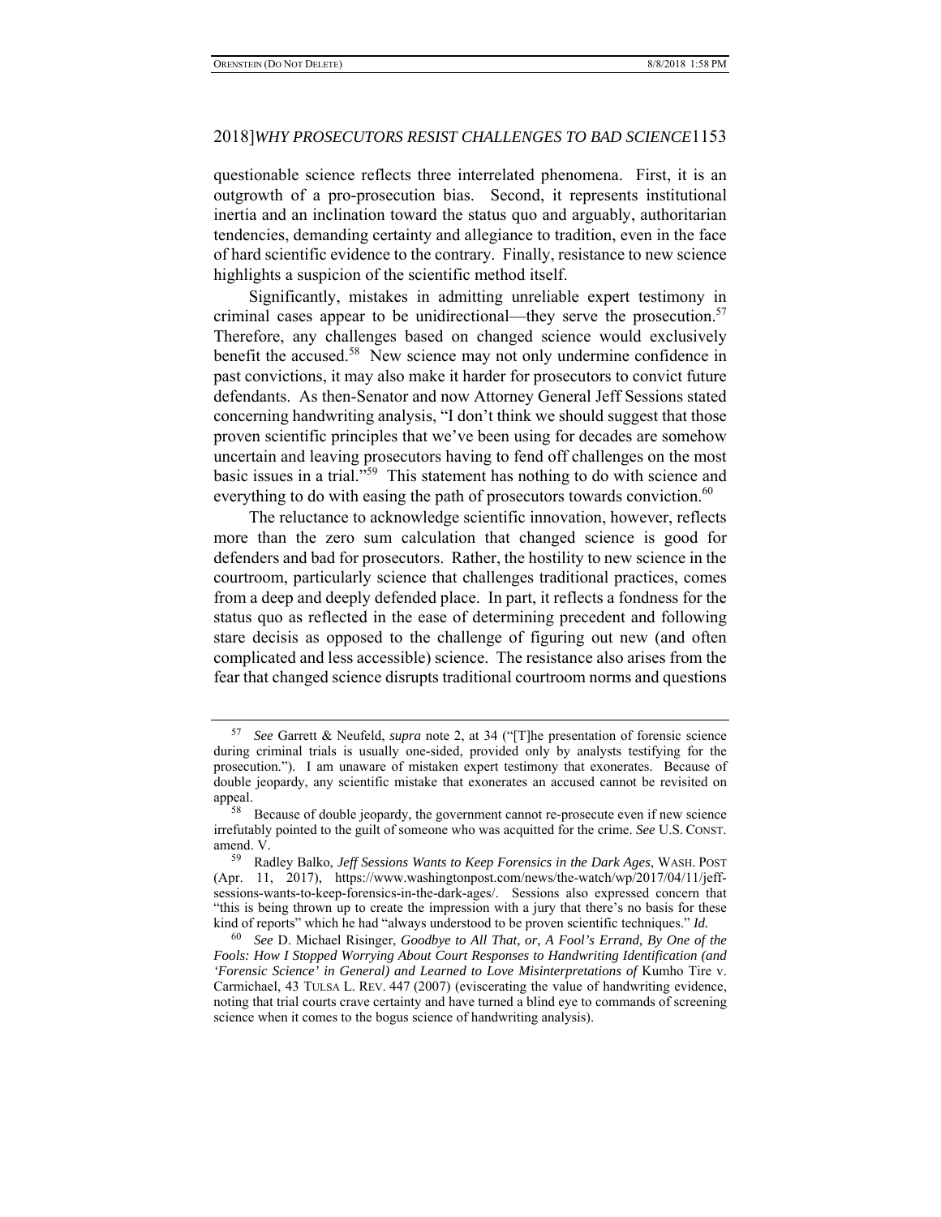questionable science reflects three interrelated phenomena. First, it is an outgrowth of a pro-prosecution bias. Second, it represents institutional inertia and an inclination toward the status quo and arguably, authoritarian tendencies, demanding certainty and allegiance to tradition, even in the face of hard scientific evidence to the contrary. Finally, resistance to new science highlights a suspicion of the scientific method itself.

Significantly, mistakes in admitting unreliable expert testimony in criminal cases appear to be unidirectional—they serve the prosecution.[57] Therefore, any challenges based on changed science would exclusively benefit the accused.[58] New science may not only undermine confidence in past convictions, it may also make it harder for prosecutors to convict future defendants. As then-Senator and now Attorney General Jeff Sessions stated concerning handwriting analysis, "I don't think we should suggest that those proven scientific principles that we've been using for decades are somehow uncertain and leaving prosecutors having to fend off challenges on the most basic issues in a trial."[59] This statement has nothing to do with science and everything to do with easing the path of prosecutors towards conviction.[60]

The reluctance to acknowledge scientific innovation, however, reflects more than the zero sum calculation that changed science is good for defenders and bad for prosecutors. Rather, the hostility to new science in the courtroom, particularly science that challenges traditional practices, comes from a deep and deeply defended place. In part, it reflects a fondness for the status quo as reflected in the ease of determining precedent and following stare decisis as opposed to the challenge of figuring out new (and often complicated and less accessible) science. The resistance also arises from the fear that changed science disrupts traditional courtroom norms and questions

---

[57] *See* Garrett & Neufeld, *supra* note 2, at 34 ("[T]he presentation of forensic science during criminal trials is usually one-sided, provided only by analysts testifying for the prosecution."). I am unaware of mistaken expert testimony that exonerates. Because of double jeopardy, any scientific mistake that exonerates an accused cannot be revisited on appeal.

[58] Because of double jeopardy, the government cannot re-prosecute even if new science irrefutably pointed to the guilt of someone who was acquitted for the crime. *See* U.S. CONST. amend. V.

[59] Radley Balko, *Jeff Sessions Wants to Keep Forensics in the Dark Ages*, WASH. POST (Apr. 11, 2017), https://www.washingtonpost.com/news/the-watch/wp/2017/04/11/jeff-sessions-wants-to-keep-forensics-in-the-dark-ages/. Sessions also expressed concern that "this is being thrown up to create the impression with a jury that there's no basis for these kind of reports" which he had "always understood to be proven scientific techniques." *Id.*

[60] *See* D. Michael Risinger, *Goodbye to All That, or, A Fool's Errand, By One of the Fools: How I Stopped Worrying About Court Responses to Handwriting Identification (and 'Forensic Science' in General) and Learned to Love Misinterpretations of* Kumho Tire v. Carmichael, 43 TULSA L. REV. 447 (2007) (eviscerating the value of handwriting evidence, noting that trial courts crave certainty and have turned a blind eye to commands of screening science when it comes to the bogus science of handwriting analysis).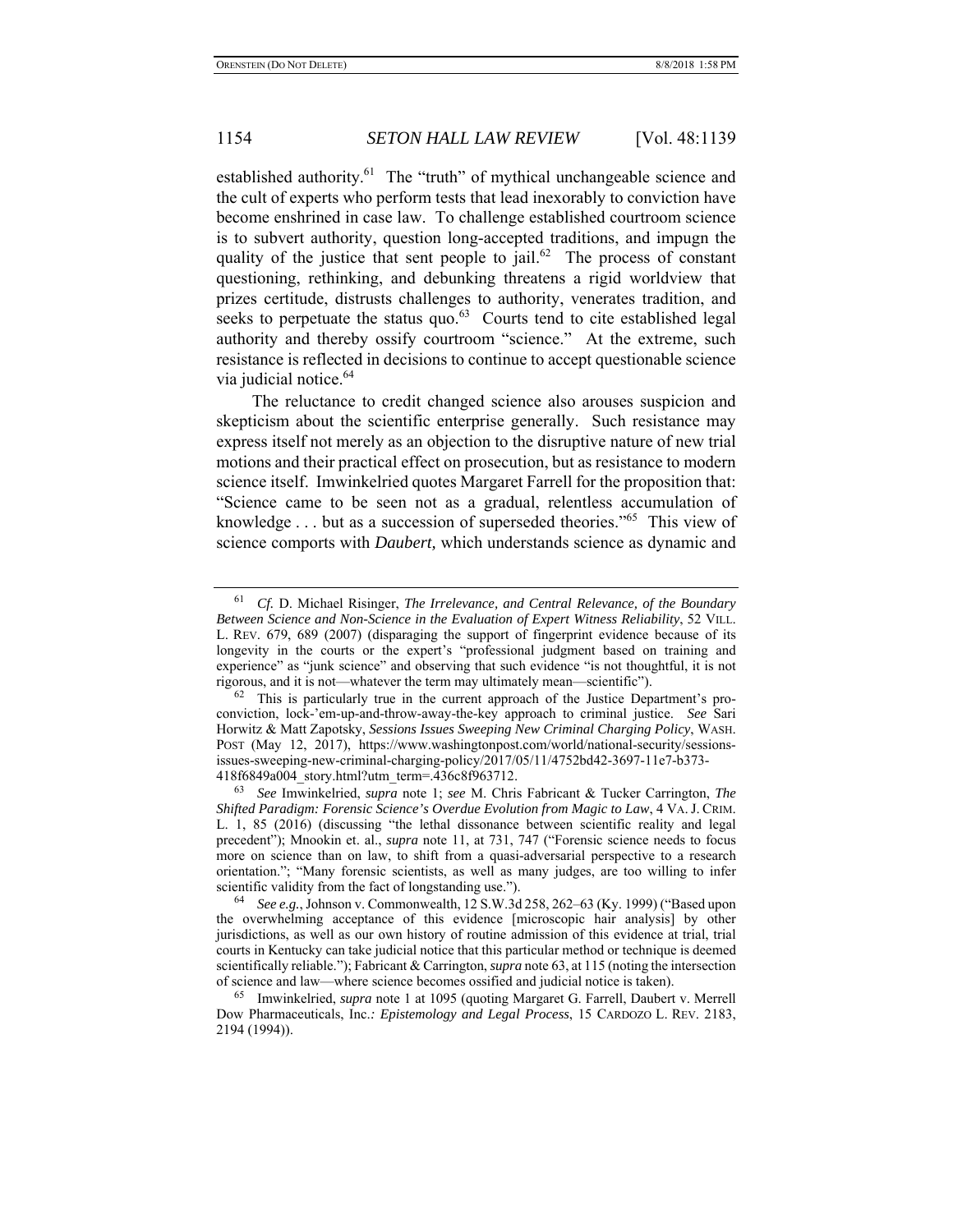established authority.[61] The "truth" of mythical unchangeable science and the cult of experts who perform tests that lead inexorably to conviction have become enshrined in case law. To challenge established courtroom science is to subvert authority, question long-accepted traditions, and impugn the quality of the justice that sent people to jail.[62] The process of constant questioning, rethinking, and debunking threatens a rigid worldview that prizes certitude, distrusts challenges to authority, venerates tradition, and seeks to perpetuate the status quo.[63] Courts tend to cite established legal authority and thereby ossify courtroom "science." At the extreme, such resistance is reflected in decisions to continue to accept questionable science via judicial notice.[64]

The reluctance to credit changed science also arouses suspicion and skepticism about the scientific enterprise generally. Such resistance may express itself not merely as an objection to the disruptive nature of new trial motions and their practical effect on prosecution, but as resistance to modern science itself. Imwinkelried quotes Margaret Farrell for the proposition that: "Science came to be seen not as a gradual, relentless accumulation of knowledge . . . but as a succession of superseded theories."[65] This view of science comports with *Daubert*, which understands science as dynamic and

---

[61] *Cf.* D. Michael Risinger, *The Irrelevance, and Central Relevance, of the Boundary Between Science and Non-Science in the Evaluation of Expert Witness Reliability*, 52 VILL. L. REV. 679, 689 (2007) (disparaging the support of fingerprint evidence because of its longevity in the courts or the expert's "professional judgment based on training and experience" as "junk science" and observing that such evidence "is not thoughtful, it is not rigorous, and it is not—whatever the term may ultimately mean—scientific").

[62] This is particularly true in the current approach of the Justice Department's pro-conviction, lock-'em-up-and-throw-away-the-key approach to criminal justice. *See* Sari Horwitz & Matt Zapotsky, *Sessions Issues Sweeping New Criminal Charging Policy*, WASH. POST (May 12, 2017), https://www.washingtonpost.com/world/national-security/sessions-issues-sweeping-new-criminal-charging-policy/2017/05/11/4752bd42-3697-11e7-b373-418f6849a004_story.html?utm_term=.436c8f963712.

[63] *See* Imwinkelried, *supra* note 1; *see* M. Chris Fabricant & Tucker Carrington, *The Shifted Paradigm: Forensic Science's Overdue Evolution from Magic to Law*, 4 VA. J. CRIM. L. 1, 85 (2016) (discussing "the lethal dissonance between scientific reality and legal precedent"); Mnookin et. al., *supra* note 11, at 731, 747 ("Forensic science needs to focus more on science than on law, to shift from a quasi-adversarial perspective to a research orientation."; "Many forensic scientists, as well as many judges, are too willing to infer scientific validity from the fact of longstanding use.").

[64] *See e.g.*, Johnson v. Commonwealth, 12 S.W.3d 258, 262–63 (Ky. 1999) ("Based upon the overwhelming acceptance of this evidence [microscopic hair analysis] by other jurisdictions, as well as our own history of routine admission of this evidence at trial, trial courts in Kentucky can take judicial notice that this particular method or technique is deemed scientifically reliable."); Fabricant & Carrington, *supra* note 63, at 115 (noting the intersection of science and law—where science becomes ossified and judicial notice is taken).

[65] Imwinkelried, *supra* note 1 at 1095 (quoting Margaret G. Farrell, Daubert v. Merrell Dow Pharmaceuticals, Inc.*: Epistemology and Legal Process*, 15 CARDOZO L. REV. 2183, 2194 (1994)).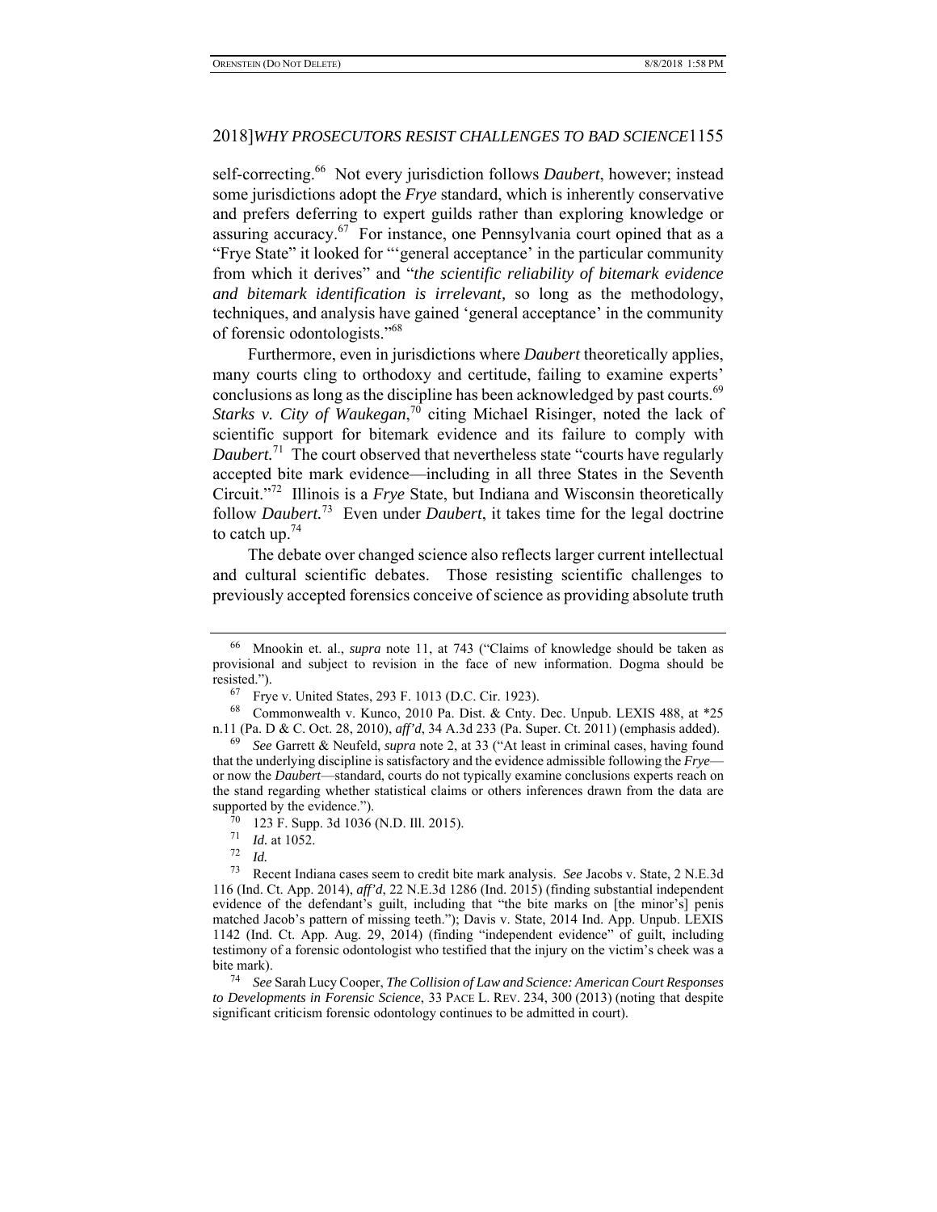self-correcting.[66] Not every jurisdiction follows *Daubert*, however; instead some jurisdictions adopt the *Frye* standard, which is inherently conservative and prefers deferring to expert guilds rather than exploring knowledge or assuring accuracy.[67] For instance, one Pennsylvania court opined that as a "Frye State" it looked for "'general acceptance' in the particular community from which it derives" and "*the scientific reliability of bitemark evidence and bitemark identification is irrelevant,* so long as the methodology, techniques, and analysis have gained 'general acceptance' in the community of forensic odontologists."[68]

Furthermore, even in jurisdictions where *Daubert* theoretically applies, many courts cling to orthodoxy and certitude, failing to examine experts' conclusions as long as the discipline has been acknowledged by past courts.[69] *Starks v. City of Waukegan*,[70] citing Michael Risinger, noted the lack of scientific support for bitemark evidence and its failure to comply with *Daubert.*[71] The court observed that nevertheless state "courts have regularly accepted bite mark evidence—including in all three States in the Seventh Circuit."[72] Illinois is a *Frye* State, but Indiana and Wisconsin theoretically follow *Daubert.*[73] Even under *Daubert*, it takes time for the legal doctrine to catch up.[74]

The debate over changed science also reflects larger current intellectual and cultural scientific debates. Those resisting scientific challenges to previously accepted forensics conceive of science as providing absolute truth

---

[66] Mnookin et. al., *supra* note 11, at 743 ("Claims of knowledge should be taken as provisional and subject to revision in the face of new information. Dogma should be resisted.").

[67] Frye v. United States, 293 F. 1013 (D.C. Cir. 1923).

[68] Commonwealth v. Kunco, 2010 Pa. Dist. & Cnty. Dec. Unpub. LEXIS 488, at *25 n.11 (Pa. D & C. Oct. 28, 2010), *aff'd*, 34 A.3d 233 (Pa. Super. Ct. 2011) (emphasis added).

[69] *See* Garrett & Neufeld, *supra* note 2, at 33 ("At least in criminal cases, having found that the underlying discipline is satisfactory and the evidence admissible following the *Frye*—or now the *Daubert*—standard, courts do not typically examine conclusions experts reach on the stand regarding whether statistical claims or others inferences drawn from the data are supported by the evidence.").

[70] 123 F. Supp. 3d 1036 (N.D. Ill. 2015).

[71] *Id.* at 1052.

[72] *Id.*

[73] Recent Indiana cases seem to credit bite mark analysis. *See* Jacobs v. State, 2 N.E.3d 116 (Ind. Ct. App. 2014), *aff'd*, 22 N.E.3d 1286 (Ind. 2015) (finding substantial independent evidence of the defendant's guilt, including that "the bite marks on [the minor's] penis matched Jacob's pattern of missing teeth."); Davis v. State, 2014 Ind. App. Unpub. LEXIS 1142 (Ind. Ct. App. Aug. 29, 2014) (finding "independent evidence" of guilt, including testimony of a forensic odontologist who testified that the injury on the victim's cheek was a bite mark).

[74] *See* Sarah Lucy Cooper, *The Collision of Law and Science: American Court Responses to Developments in Forensic Science*, 33 PACE L. REV. 234, 300 (2013) (noting that despite significant criticism forensic odontology continues to be admitted in court).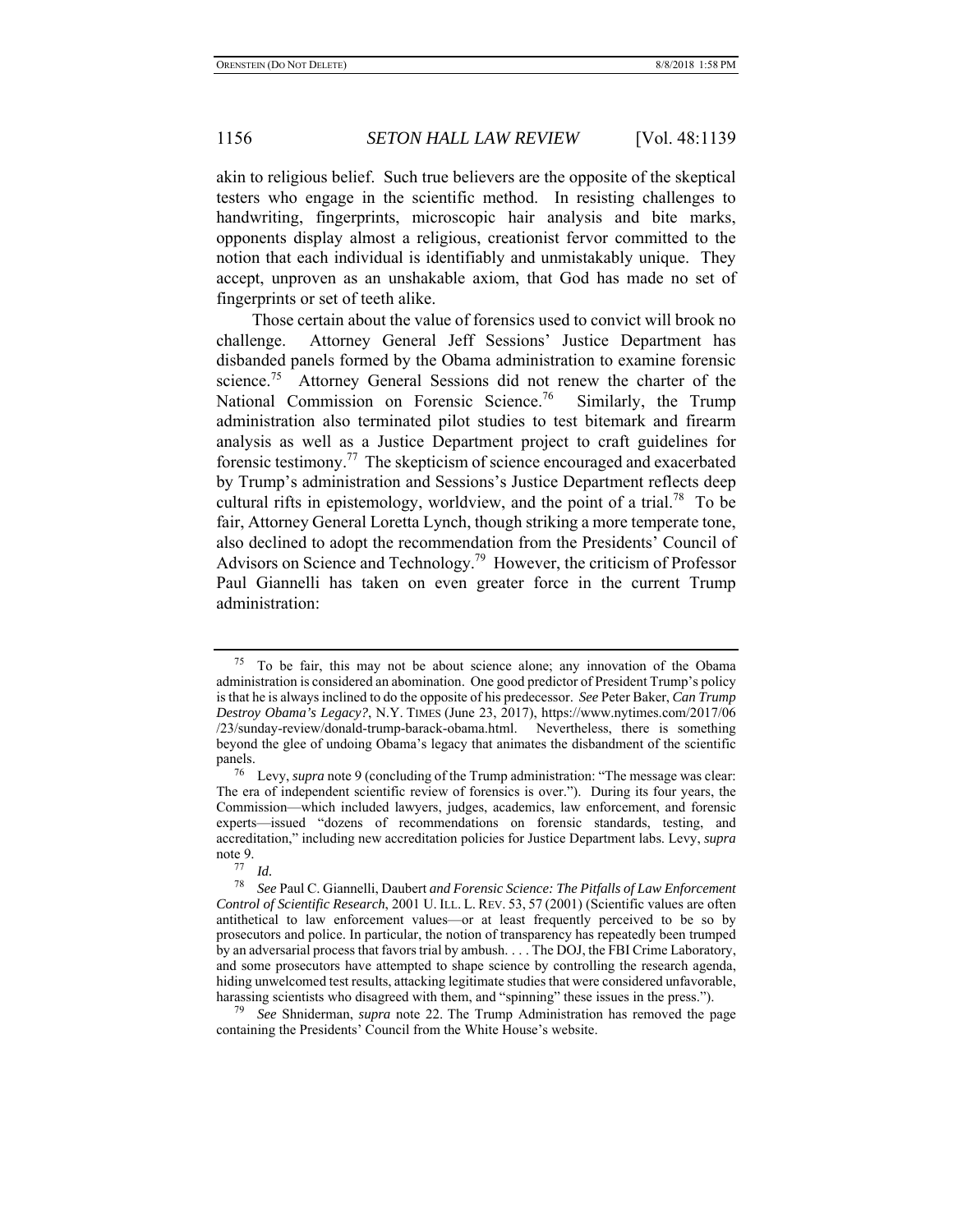akin to religious belief. Such true believers are the opposite of the skeptical testers who engage in the scientific method. In resisting challenges to handwriting, fingerprints, microscopic hair analysis and bite marks, opponents display almost a religious, creationist fervor committed to the notion that each individual is identifiably and unmistakably unique. They accept, unproven as an unshakable axiom, that God has made no set of fingerprints or set of teeth alike.

Those certain about the value of forensics used to convict will brook no challenge. Attorney General Jeff Sessions' Justice Department has disbanded panels formed by the Obama administration to examine forensic science.[75] Attorney General Sessions did not renew the charter of the National Commission on Forensic Science.[76] Similarly, the Trump administration also terminated pilot studies to test bitemark and firearm analysis as well as a Justice Department project to craft guidelines for forensic testimony.[77] The skepticism of science encouraged and exacerbated by Trump's administration and Sessions's Justice Department reflects deep cultural rifts in epistemology, worldview, and the point of a trial.[78] To be fair, Attorney General Loretta Lynch, though striking a more temperate tone, also declined to adopt the recommendation from the Presidents' Council of Advisors on Science and Technology.[79] However, the criticism of Professor Paul Giannelli has taken on even greater force in the current Trump administration:

---

[75] To be fair, this may not be about science alone; any innovation of the Obama administration is considered an abomination. One good predictor of President Trump's policy is that he is always inclined to do the opposite of his predecessor. *See* Peter Baker, *Can Trump Destroy Obama's Legacy?*, N.Y. TIMES (June 23, 2017), https://www.nytimes.com/2017/06/23/sunday-review/donald-trump-barack-obama.html. Nevertheless, there is something beyond the glee of undoing Obama's legacy that animates the disbandment of the scientific panels.

[76] Levy, *supra* note 9 (concluding of the Trump administration: "The message was clear: The era of independent scientific review of forensics is over."). During its four years, the Commission—which included lawyers, judges, academics, law enforcement, and forensic experts—issued "dozens of recommendations on forensic standards, testing, and accreditation," including new accreditation policies for Justice Department labs. Levy, *supra* note 9.

[77] *Id.*

[78] *See* Paul C. Giannelli, Daubert *and Forensic Science: The Pitfalls of Law Enforcement Control of Scientific Research*, 2001 U. ILL. L. REV. 53, 57 (2001) (Scientific values are often antithetical to law enforcement values—or at least frequently perceived to be so by prosecutors and police. In particular, the notion of transparency has repeatedly been trumped by an adversarial process that favors trial by ambush. . . . The DOJ, the FBI Crime Laboratory, and some prosecutors have attempted to shape science by controlling the research agenda, hiding unwelcomed test results, attacking legitimate studies that were considered unfavorable, harassing scientists who disagreed with them, and "spinning" these issues in the press.").

[79] *See* Shniderman, *supra* note 22. The Trump Administration has removed the page containing the Presidents' Council from the White House's website.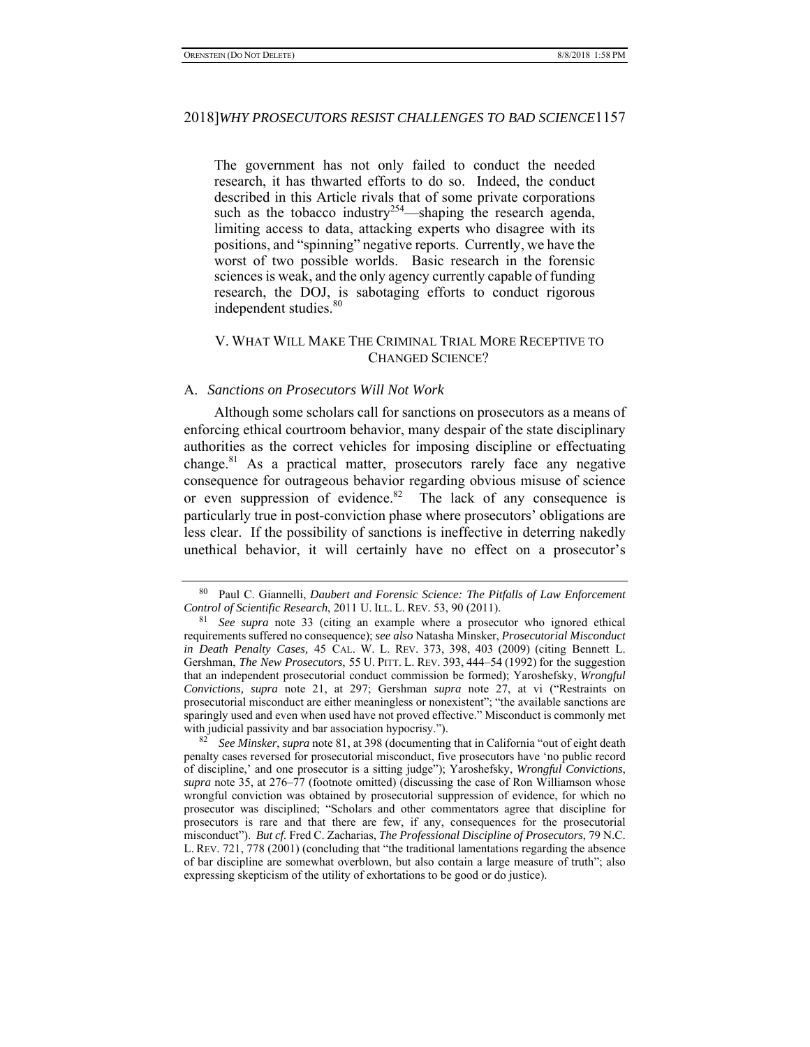The government has not only failed to conduct the needed research, it has thwarted efforts to do so. Indeed, the conduct described in this Article rivals that of some private corporations such as the tobacco industry[254]—shaping the research agenda, limiting access to data, attacking experts who disagree with its positions, and "spinning" negative reports. Currently, we have the worst of two possible worlds. Basic research in the forensic sciences is weak, and the only agency currently capable of funding research, the DOJ, is sabotaging efforts to conduct rigorous independent studies.[80]

## V. WHAT WILL MAKE THE CRIMINAL TRIAL MORE RECEPTIVE TO CHANGED SCIENCE?

### A. *Sanctions on Prosecutors Will Not Work*

Although some scholars call for sanctions on prosecutors as a means of enforcing ethical courtroom behavior, many despair of the state disciplinary authorities as the correct vehicles for imposing discipline or effectuating change.[81] As a practical matter, prosecutors rarely face any negative consequence for outrageous behavior regarding obvious misuse of science or even suppression of evidence.[82] The lack of any consequence is particularly true in post-conviction phase where prosecutors' obligations are less clear. If the possibility of sanctions is ineffective in deterring nakedly unethical behavior, it will certainly have no effect on a prosecutor's

---

[80] Paul C. Giannelli, *Daubert and Forensic Science: The Pitfalls of Law Enforcement Control of Scientific Research*, 2011 U. ILL. L. REV. 53, 90 (2011).

[81] *See supra* note 33 (citing an example where a prosecutor who ignored ethical requirements suffered no consequence); *see also* Natasha Minsker, *Prosecutorial Misconduct in Death Penalty Cases,* 45 CAL. W. L. REV. 373, 398, 403 (2009) (citing Bennett L. Gershman, *The New Prosecutors*, 55 U. PITT. L. REV. 393, 444–54 (1992) for the suggestion that an independent prosecutorial conduct commission be formed); Yaroshefsky, *Wrongful Convictions, supra* note 21, at 297; Gershman *supra* note 27, at vi ("Restraints on prosecutorial misconduct are either meaningless or nonexistent"; "the available sanctions are sparingly used and even when used have not proved effective." Misconduct is commonly met with judicial passivity and bar association hypocrisy.").

[82] *See Minsker*, *supra* note 81, at 398 (documenting that in California "out of eight death penalty cases reversed for prosecutorial misconduct, five prosecutors have 'no public record of discipline,' and one prosecutor is a sitting judge"); Yaroshefsky, *Wrongful Convictions*, *supra* note 35, at 276–77 (footnote omitted) (discussing the case of Ron Williamson whose wrongful conviction was obtained by prosecutorial suppression of evidence, for which no prosecutor was disciplined; "Scholars and other commentators agree that discipline for prosecutors is rare and that there are few, if any, consequences for the prosecutorial misconduct"). *But cf.* Fred C. Zacharias, *The Professional Discipline of Prosecutors*, 79 N.C. L. REV. 721, 778 (2001) (concluding that "the traditional lamentations regarding the absence of bar discipline are somewhat overblown, but also contain a large measure of truth"; also expressing skepticism of the utility of exhortations to be good or do justice).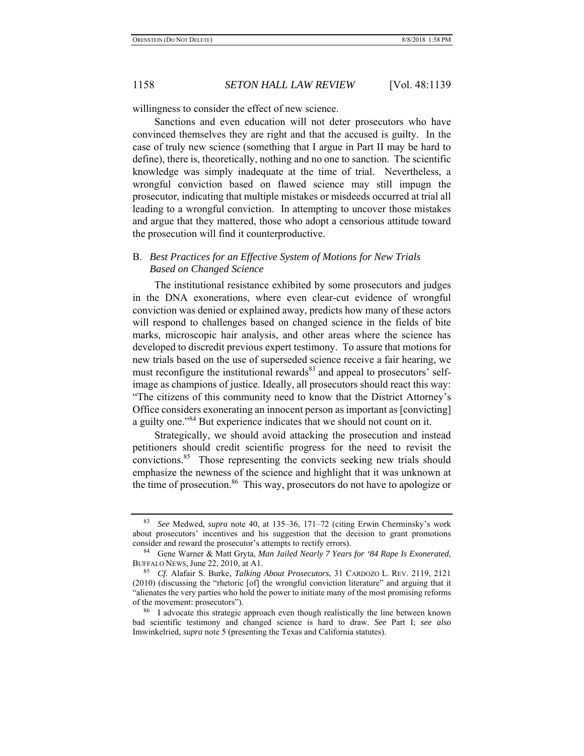willingness to consider the effect of new science.

Sanctions and even education will not deter prosecutors who have convinced themselves they are right and that the accused is guilty. In the case of truly new science (something that I argue in Part II may be hard to define), there is, theoretically, nothing and no one to sanction. The scientific knowledge was simply inadequate at the time of trial. Nevertheless, a wrongful conviction based on flawed science may still impugn the prosecutor, indicating that multiple mistakes or misdeeds occurred at trial all leading to a wrongful conviction. In attempting to uncover those mistakes and argue that they mattered, those who adopt a censorious attitude toward the prosecution will find it counterproductive.

## B. *Best Practices for an Effective System of Motions for New Trials Based on Changed Science*

The institutional resistance exhibited by some prosecutors and judges in the DNA exonerations, where even clear-cut evidence of wrongful conviction was denied or explained away, predicts how many of these actors will respond to challenges based on changed science in the fields of bite marks, microscopic hair analysis, and other areas where the science has developed to discredit previous expert testimony. To assure that motions for new trials based on the use of superseded science receive a fair hearing, we must reconfigure the institutional rewards[83] and appeal to prosecutors' self-image as champions of justice. Ideally, all prosecutors should react this way: "The citizens of this community need to know that the District Attorney's Office considers exonerating an innocent person as important as [convicting] a guilty one."[84] But experience indicates that we should not count on it.

Strategically, we should avoid attacking the prosecution and instead petitioners should credit scientific progress for the need to revisit the convictions.[85] Those representing the convicts seeking new trials should emphasize the newness of the science and highlight that it was unknown at the time of prosecution.[86] This way, prosecutors do not have to apologize or

---

[83] *See* Medwed, *supra* note 40, at 135–36, 171–72 (citing Erwin Cherminsky's work about prosecutors' incentives and his suggestion that the decision to grant promotions consider and reward the prosecutor's attempts to rectify errors).

[84] Gene Warner & Matt Gryta, *Man Jailed Nearly 7 Years for '84 Rape Is Exonerated*, BUFFALO NEWS, June 22, 2010, at A1.

[85] *Cf.* Alafair S. Burke, *Talking About Prosecutors*, 31 CARDOZO L. REV. 2119, 2121 (2010) (discussing the "rhetoric [of] the wrongful conviction literature" and arguing that it "alienates the very parties who hold the power to initiate many of the most promising reforms of the movement: prosecutors").

[86] I advocate this strategic approach even though realistically the line between known bad scientific testimony and changed science is hard to draw. *See* Part I; *see also* Imwinkelried, *supra* note 5 (presenting the Texas and California statutes).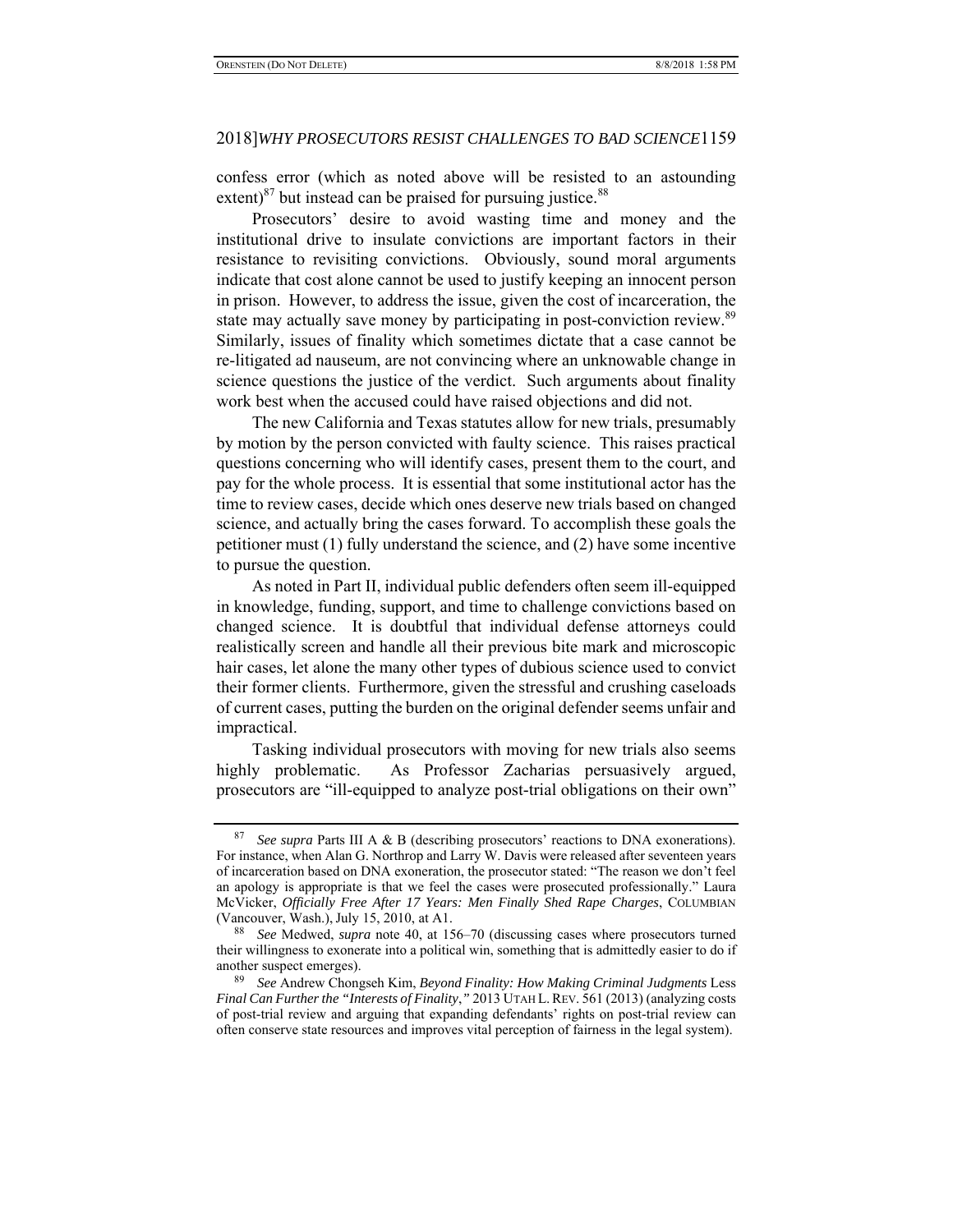confess error (which as noted above will be resisted to an astounding extent)[87] but instead can be praised for pursuing justice.[88]

Prosecutors' desire to avoid wasting time and money and the institutional drive to insulate convictions are important factors in their resistance to revisiting convictions. Obviously, sound moral arguments indicate that cost alone cannot be used to justify keeping an innocent person in prison. However, to address the issue, given the cost of incarceration, the state may actually save money by participating in post-conviction review.[89] Similarly, issues of finality which sometimes dictate that a case cannot be re-litigated ad nauseum, are not convincing where an unknowable change in science questions the justice of the verdict. Such arguments about finality work best when the accused could have raised objections and did not.

The new California and Texas statutes allow for new trials, presumably by motion by the person convicted with faulty science. This raises practical questions concerning who will identify cases, present them to the court, and pay for the whole process. It is essential that some institutional actor has the time to review cases, decide which ones deserve new trials based on changed science, and actually bring the cases forward. To accomplish these goals the petitioner must (1) fully understand the science, and (2) have some incentive to pursue the question.

As noted in Part II, individual public defenders often seem ill-equipped in knowledge, funding, support, and time to challenge convictions based on changed science. It is doubtful that individual defense attorneys could realistically screen and handle all their previous bite mark and microscopic hair cases, let alone the many other types of dubious science used to convict their former clients. Furthermore, given the stressful and crushing caseloads of current cases, putting the burden on the original defender seems unfair and impractical.

Tasking individual prosecutors with moving for new trials also seems highly problematic. As Professor Zacharias persuasively argued, prosecutors are "ill-equipped to analyze post-trial obligations on their own"

---

[87] *See supra* Parts III A & B (describing prosecutors' reactions to DNA exonerations). For instance, when Alan G. Northrop and Larry W. Davis were released after seventeen years of incarceration based on DNA exoneration, the prosecutor stated: "The reason we don't feel an apology is appropriate is that we feel the cases were prosecuted professionally." Laura McVicker, *Officially Free After 17 Years: Men Finally Shed Rape Charges*, COLUMBIAN (Vancouver, Wash.), July 15, 2010, at A1.

[88] *See* Medwed, *supra* note 40, at 156–70 (discussing cases where prosecutors turned their willingness to exonerate into a political win, something that is admittedly easier to do if another suspect emerges).

[89] *See* Andrew Chongseh Kim, *Beyond Finality: How Making Criminal Judgments* Less *Final Can Further the "Interests of Finality*,*"* 2013 UTAH L. REV. 561 (2013) (analyzing costs of post-trial review and arguing that expanding defendants' rights on post-trial review can often conserve state resources and improves vital perception of fairness in the legal system).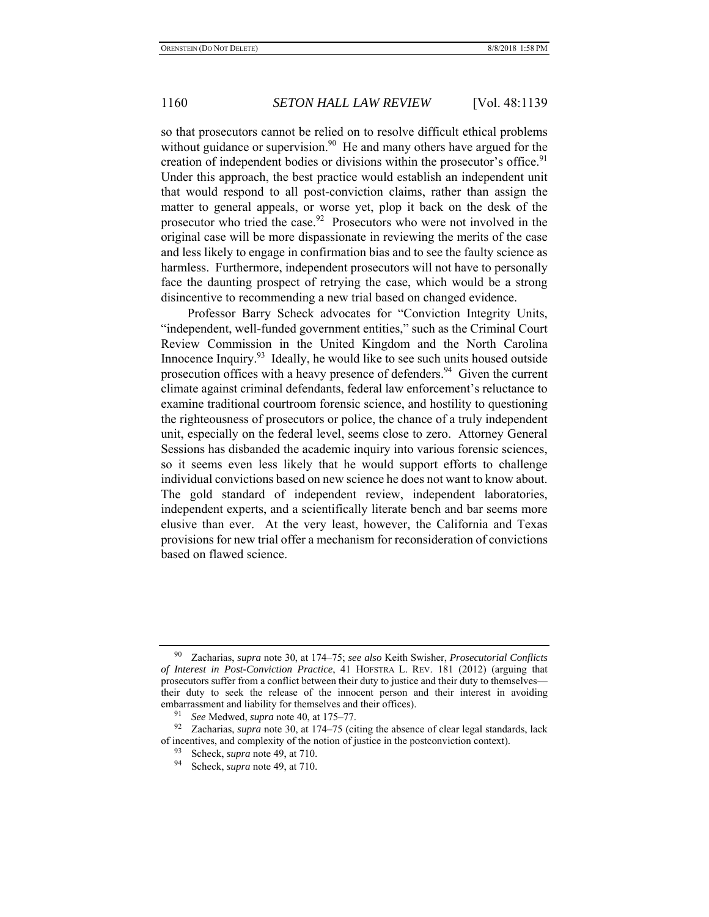so that prosecutors cannot be relied on to resolve difficult ethical problems without guidance or supervision.[90] He and many others have argued for the creation of independent bodies or divisions within the prosecutor's office.[91] Under this approach, the best practice would establish an independent unit that would respond to all post-conviction claims, rather than assign the matter to general appeals, or worse yet, plop it back on the desk of the prosecutor who tried the case.[92] Prosecutors who were not involved in the original case will be more dispassionate in reviewing the merits of the case and less likely to engage in confirmation bias and to see the faulty science as harmless. Furthermore, independent prosecutors will not have to personally face the daunting prospect of retrying the case, which would be a strong disincentive to recommending a new trial based on changed evidence.

Professor Barry Scheck advocates for "Conviction Integrity Units, "independent, well-funded government entities," such as the Criminal Court Review Commission in the United Kingdom and the North Carolina Innocence Inquiry.[93] Ideally, he would like to see such units housed outside prosecution offices with a heavy presence of defenders.[94] Given the current climate against criminal defendants, federal law enforcement's reluctance to examine traditional courtroom forensic science, and hostility to questioning the righteousness of prosecutors or police, the chance of a truly independent unit, especially on the federal level, seems close to zero. Attorney General Sessions has disbanded the academic inquiry into various forensic sciences, so it seems even less likely that he would support efforts to challenge individual convictions based on new science he does not want to know about. The gold standard of independent review, independent laboratories, independent experts, and a scientifically literate bench and bar seems more elusive than ever. At the very least, however, the California and Texas provisions for new trial offer a mechanism for reconsideration of convictions based on flawed science.

---

[90] Zacharias, *supra* note 30, at 174–75; *see also* Keith Swisher, *Prosecutorial Conflicts of Interest in Post-Conviction Practice*, 41 HOFSTRA L. REV. 181 (2012) (arguing that prosecutors suffer from a conflict between their duty to justice and their duty to themselves—their duty to seek the release of the innocent person and their interest in avoiding embarrassment and liability for themselves and their offices).

[91] *See* Medwed, *supra* note 40, at 175–77.

[92] Zacharias, *supra* note 30, at 174–75 (citing the absence of clear legal standards, lack of incentives, and complexity of the notion of justice in the postconviction context).

[93] Scheck, *supra* note 49, at 710.

[94] Scheck, *supra* note 49, at 710.